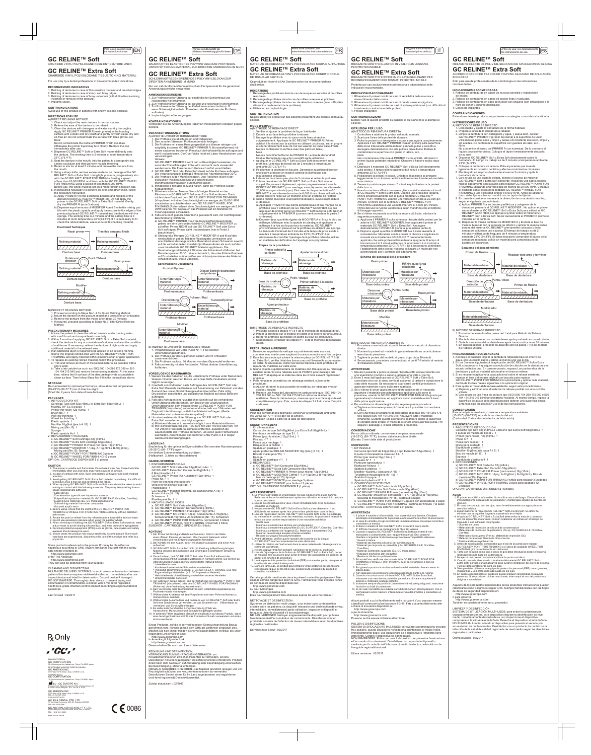Prior to use, carefully read the instructions for use. EN

# GC RELINE™ Soft

CHAIRSIDE VINYL POLYSILOXANE RESILIENT DENTURE LINER

# GC RELINE™ Extra Soft

CHAIRSIDE VINYL POLYSILOXANE TISSUE TONING MATERIAL

For use only by a dental professional in the recommended indications.

## RECOMMENDED INDICATIONS

1. Relining of dentures in case of thin sensitive mucosa and resorbed ridges.
2. Relining of dentures in case of sharp and bony ridges.
3. Relining of dentures in case of bony undercuts (with difficulties involving insertion or removal of the denture).
4. Implants cases.

## CONTRAINDICATIONS

Avoid use of this product in patients with known silicone allergies.

## DIRECTIONS FOR USE

A) DIRECT RELINING METHOD

1. Check and adjust the resin denture in normal manner.
2. Relieve the area of the denture to be relined.
3. Clean the denture with detergent and water and dry thoroughly. Apply GC RELINE™ PRIMER (resin primer) to the bonding surface with a clean and dry brush and gently dry with clean, dry and oil-free air. Do not contaminate the surface with latex gloves, etc. Note: Do not contaminate the bottle of PRIMER R with moisture. Otherwise the primer liquid may turn cloudy. Keep the cap immediately after use.
4. Dispense GC RELINE™ Soft or Extra Soft material directly onto the denture. The working time is 2 minutes at room temperature 23°C (73.4°F).
5. Seat the denture in the mouth. Ask the patient to close gently into centric occlusion and then perform muscle trimming.
6. Retain in situ for at least 5 minutes and remove the denture from the mouth.
7. Using a sharp knife, remove excess material on the edge of the GC RELINE™ Soft or Extra Soft. Using light pressure, progressively trim with the GC RELINE™ POINT FOR TRIMMING using a speed of less than 20,000 RPM, and finish with the GC RELINE™ WHEEL FOR FINISHING using a speed of less than 6,000 RPM. Before use, the wheel must be set on a mandrel with a fixation cap.
8. If considered necessary to achieve an even smoother finish, follow the procedure hereunder.
   a) Apply PRIMER R to the peripheral borders and margins of the denture to bond GC RELINE™ MODIFIER. Do not apply the primer to the GC RELINE™ Soft or Extra Soft material. Gently dry the PRIMER R (as in 3 above).
   b) Dispense equal amounts of MODIFIER A and B onto the mixing pad. Mix with the plastic spatula and apply the mixture to the edges of the previously placed GC RELINE™ material and the denture with the sponge. The working time is 2 minutes and the setting time is 4 minutes at room temperature 23°C(73.4°F). If it is necessary to fit check the relined denture, use a uncured fit checking material.

### Illustrated Technique

Resin primer / Trim the area and finish / Relining material / Denture base / Rotational direction / Point / Wheel / Resin primer / Relining material / Denture base / Modifier / Relining material / Denture base

B) INDIRECT RELINING METHOD

1. Proceed according to Steps No.1-4 for Direct Relining Method.
2. Mount the denture on the gypsum model and press it on an articulator.
3. Remove the denture from the model after about 30 minutes.
4. If required, proceed according to Steps No.7- 8 for Direct Relining Method.

## PRECAUTIONARY MEASURES

1. Advise the patient to clean the relined denture under running water, with a soft brush and soap at least once daily.
2. Within 3 months of applying GC RELINE™ Soft or Extra Soft material, check the denture for any accumulation of calculus and also the condition of oral tissue. If necessary, relieve the denture of high spots and apply additional material to the relieved area.
3. If an additional material is required to be applied to an existing relining, relieve the original relined area with the GC RELINE™ POINT FOR TRIMMING and apply material within 3 months of an original application.
4. To replace an existing relined material, follow this procedure.
   a) Trim and remove as much of the relined material as possible with a sharp knife.
   b) Take a tab carbide bur such as (ISO) 500 104 260 175 060 or 500 104 194 215 045 and remove the remaining material. At the same time, relieve the fit surface of the denture to provide a completely clean surface. Then follow Steps No.3-8 in the instructions above.

## STORAGE

Recommended for optimal performance, store at normal temperature (15-25°C) (59-77°F) out of direct sunlight.
(Shelf life: 2 years from date of manufacture)

## PACKAGES

1. INTRODUCTORY KIT
   Cartridge Type Soft 62g (48mL) or Extra Soft 56g (48mL) 1
   MIXING TIP S L 6 pieces 1
   Primer (for resin) 12g (13mL) 1
   Brush No.1 1
   Point for trimming 1
   Wheel for finishing 1
   Plastic spatula 1
   Modifier 10g(9mL)(each A / B) 1
   Mixing pad (No.15) 1
   Sponge 1
   Plastic spatula No.1 1
2. REPLACEMENT PACKAGES
   a) GC RELINE™ Soft Cartridge 62g (48mL)
   b) GC RELINE™ Extra Soft Cartridge 56g (48mL)
   c) GC RELINE™ PRIMER R Primer (for resin) 12g (13mL)
   d) GC RELINE™ MODIFIER 1-Pkg. A-10g (9mL), B-10g (9mL), Mixing pad (No.15), Sponge
   e) GC RELINE™ POINT FOR TRIMMING 3 pieces
   f) GC RELINE™ WHEEL FOR FINISHING 12 pieces

OPTION : CARTRIDGE DISPENSER II (1 piece)

## CAUTION

1. The primer is volatile and flammable. Do not use it near fire. Close the bottle immediately after use and keep away from sources of ignition.
2. In case of contact with eyes, flush immediately with water and seek medical attention.
3. Avoid getting GC RELINE™ Soft / Extra Soft material on clothing. It is difficult to remove once it has set and penetrated the fabric.
4. When applying GC RELINE™ Soft or Extra Soft, care should be taken to avoid mixing or contact with the following materials. They may delay setting time or cause inappropriate adhesion.
   * Latex rubber
   * Condensation type silicone impression material
   * Polysulfide impression material (Ex.GC SURFLEX-F, Omniflex, Coe-flex)
   * Eugenol type materials (Ex. GC Impression Material)
   * Soft relining material from other companies
   * Acrylic resin monomer
5. Before using, check that the shaft of the GC RELINE™ POINT FOR TRIMMING or WHEEL FOR FINISHING rotates correctly without deviation before use.
6. Rotate the point or wheel from the relined material toward the denture base.
7. Do not use excessive pressure when using the point or wheel.
8. When trimming or finishing the GC RELINE™ Soft or Extra Soft material, wear a mask and avoid inhaling silicone dust, and wear protective eye glasses.
9. Personal protective equipment (PPE) such as gloves, face masks and safety eyewear should always be worn.
10. In rare cases the product may cause sensitivity in some people. If any such reactions are experienced, discontinue the use of the product and refer to a physician.

Some products referenced in the present IFU may be classified as hazardous according to GHS. Always familiarize yourself with the safety data sheets available at:
http://www.gceurope.com
or for The Americas:
http://www.gcamerica.com
They can also be obtained from your supplier.

CLEANING AND DISINFECTING:
MULTI-USE DELIVERY SYSTEMS: to avoid cross-contamination between patients this device requires mid-level disinfection. Immediately after use inspect device and label for deterioration. Discard device if damaged. DO NOT IMMERSE. Thoroughly clean device to prevent drying and accumulation of contaminants. Disinfect with a mid-level registered healthcare-grade infection control product according to regional/national guidelines.

Last revised : 02/2017

Vor der Benutzung bitte die Gebrauchsanweisung gründlich lesen. DE

# GC RELINE™ Soft

DAUERHAFTES ELASTISCHES POLYVINYLSILOXAN PROTHESEN-UNTERFÜTTERUNGSMATERIAL ZUR DIREKTEN ANWENDUNG IM MUND

# GC RELINE™ Extra Soft

SCHLEIMHAUTREGENERIERENDES POLYVINYLSILOXAN ZUR DIREKTEN ANWENDUNG IM MUND

Nur von zahnärztlichen/zahntechnischem Fachpersonal für die genannten Anwendungsbereiche verwenden.

## ANWENDUNGSBEREICHE

1. Zur Prothesenunterfütterung bei empfindlicher Schleimhaut und resorbierten Kieferkämmen.
2. Zur Prothesenunterfütterung bei spitzen und knochigen Kieferkämmen.
3. Zur Prothesenunterfütterung bei Kieferkammunterschnitten (z.B. wenn Schwierigkeiten beim Einsetzen oder Entnehmen der Prothese auftreten).
4. Implantologische Versorgungen.

## KONTRAINDIKATIONEN

Vermeiden Sie die Anwendung bei Patienten mit bekannten Allergien gegen Silikone.

## VERARBEITUNGSANLEITUNG

A) DIREKTE UNTERFÜTTERUNGSMETHODE

1. Die Prothese wie üblich prüfen und vorbereiten.
2. Den zu unterfütternden Prothesenbereich freilegen.
3. Die Prothese mit einem Reinigungsmittel und Wasser reinigen und sorgfältig trocknen. GC RELINE™ PRIMER R (Kunststoffprimer) mit einem sauberen, trockenen Pinsel auf die Haftoberfläche auftragen und sanft trockenblasen. Die Oberfläche nicht mit Latex-Handschuhen usw. kontaminieren.
   Hinweis:
   GC RELINE™ PRIMER R nicht der Luftfeuchtigkeit aussetzen, da sonst die Primerflüssigkeit trübe wird und nicht mehr verwendet werden kann. Die Flasche nach Gebrauch sofort verschließen.
4. GC RELINE™ Soft oder Extra Soft direkt auf die Prothese auftragen. Die Verarbeitungszeit beträgt 2 Minuten bei Raumtemperatur 23°C.
5. Die Prothese in den Mund einsetzen. Den Patienten leicht in der okklusalen Position zubeißen und anschließend Mundmuskelbewegungen ausführen lassen.
6. Mindestens 5 Minuten im Mund halten, dann die Prothese wieder herausnehmen.
7. Mit einem scharfen Messer überschüssiges Material an den Rändern von GC RELINE™ Soft oder Extra Soft entfernen. Dann mit leichtem Druck mit dem GC RELINE™ POINT FOR TRIMMING (Vorpolierer) mit einer Geschwindigkeit von weniger als 20.000 UPM ausarbeiten und anschließend mit dem GC RELINE™ WHEEL FOR FINISHING (Polierrad) mit einer Geschwindigkeit von weniger als 6.000 UPM polieren. Vor Gebrauch das Polierrad auf ein Mandrell mit Fixierungskappe schrauben.
8. Falls eine noch glattere Oberfläche gewünscht wird, mit nachfolgender Beschreibung fortfahren.
   a) GC RELINE™ PRIMER R auf die Kunststoffprothesenränder geben, um eine Verbundschicht für GC RELINE™ MODIFIER zu schaffen. Primer NICHT auf das GC RELINE™ Soft oder Extra Soft auftragen. Primer sanft trockenblasen (wie in Punkt 3 beschrieben).
   b) Gleichgroße Mengen GC RELINE™ MODIFIER A und B auf den Anmischblock geben. Mit dem Plastikspatel vermischen und anschließend das angemischte Material mit einem Schwamm sowohl auf die vorhandenen Kunststoffprothesenränder als auch auf das zuvor bearbeitete GC RELINE™ Material applizieren. Die Verarbeitungszeit beträgt 2 Minuten, die Abbindezeit 4 Minuten bei Raumtemperatur 23 °C. Ist es erforderlich, die unterfütterte Prothese auf Druckstellen zu überprüfen, ein nicht-polymerisierendes Material verwenden (z.B. weiße Vaseline).

### Schematische Darstellung

Kunststoffprimer / Diesen Bereich bearbeiten und polieren / Unterfütterungsmaterial / Prothesenbasis / Drehrichtung / Polierer / Rad / Kunststoffprimer / Unterfütterungsmaterial / Prothesenbasis / Modifier / Unterfütterungsmaterial / Prothesenbasis

B) INDIREKTE UNTERFÜTTERUNGSMETHODE

1. Vorgehensweise wie unter Punkt Nr. 1-4 bei direkter Unterfütterungsmethode.
2. Die Prothese auf das Gipsmodell setzen und im Artikulator zusammendrücken.
3. Die Prothese nach ca. 30 Minuten von dem Gipsmodell entfernen.
4. Falls notwendig mit den Punkten Nr. 7-8 bei direkter Unterfütterung fortfahren.

## VORBEUGENDE MASSNAHMEN

1. Weisen Sie den Patienten an, die unterfütterte Prothese unter fließendem Wasser mit einer weichen Bürste und etwas Seife mindestens einmal täglich zu reinigen.
2. Innerhalb von 3 Monaten nach Auftragen des GC RELINE™ Soft oder Extra Soft Materials die Prothese auf Ansammlung von Zahnstein und den Zustand des oralen Schleimhautgewebes überprüfen. Falls nötig, Druckstellen abschleifen und zusätzliches Material auf diese Bereiche auftragen.
3. Falls das Auftragen einer zusätzlichen Schicht auf die vorhandene Unterfütterung erforderlich ist, den Bereich der ursprünglichen Unterfütterung mit dem mitgelieferten GC RELINE™ POINT FOR TRIMMING (Vorpolierer) anrauhen und innerhalb von 3 Monaten seit Original-Unterfütterung zusätzliches Material auftragen. (Beide Materialien sind untereinander kompatibel).
4. Um eine bestehende Unterfütterung von GC RELINE™ Soft oder Extra Soft zu entfernen, wie folgt vorgehen:
   a) Mit einem Messer so & so viel als möglich vom Material entfernen.
   b) Mit Hartmetallfräser wie z.B. (ISO) 500 104 260 175 060 oder 500 104 194 215 045 Restmaterial komplett entfernen. Zusätzlich die Saumenaufläche der Prothese anrauhen, um einen guten Haftverbund zu erreichen. Anschließend den Schritten unter Punkt 3-8 in obiger Gebrauchsanweisung folgen.

## LAGERUNG

Empfehlung für die optimalen Eigenschaften: Bei normaler Raumtemperatur (15-25°C) (59 - 77°F) lagern.
Vor direkter Sonneneinstrahlung schützen.
(Haltbarkeit: 2 Jahre ab Herstelldatum)

## HANDELSFORMEN

1. EINFÜHRUNGSPACKUNG
   GC RELINE™ Soft Kartusche 62g(48mL) oder 1
   GC RELINE™ Extra Soft Kartusche 56g(48mL) 1
   6 Mischspitzen S L 1
   GC RELINE™ Primer (für Kunststoff)12g (13mL) 1
   Pinsel Nr. 1 1
   Point for trimming (Vorpolierer) 1
   Wheel for finishing (Polierrad) 1
   Plastikspatel 1
   GC RELINE™ Modifier 10g(9mL) (je Komponente A / B) 1
   Anmischblock (Nr. 15) 1
   Schwamm 1
   Plastikspatel Nr. 1 1
2. NACHFÜLLPACKUNGEN
   a. GC RELINE™ Soft Kartusche 62g (48mL)
   b. GC RELINE™ Extra Soft Kartusche 56g (48mL)
   c. GC RELINE™ PRIMER R Flüssigkeit 12g (13mL)
   d. GC RELINE™ MODIFIER 1-pkg. Komponente A 10g (9mL), Komponente B-10g (9mL), Anmischblock (Nr. 15), Schwamm
   e. GC RELINE™ POINT FOR TRIMMING (Vorpolierer) 3 Stück
   f. GC RELINE™ WHEEL FOR FINISHING (Polierrad) 3 Stück

ZUBEHÖR: CARTRIDGE DISPENSER II (Stück)

## ACHTUNG

1. Der Primer ist flüchtig und leicht entflammbar. Nicht in der Nähe einer offenen Flamme verwenden. Flasche nach Gebrauch sofort verschließen und von Entzündungsquellen fernhalten.
2. Bei Kontakt mit den Augen, sofort mit Wasser ausspülen und einen Arzt aufsuchen.
3. GC RELINE™ Soft / Extra Soft nicht mit Kleidung in Berührung bringen. Material ist nach dem Abbinden und Eindringen in Stofffasern schwer zu entfernen.
4. Darauf achten, daß GC RELINE™ Soft oder Extra Soft während der Anwendung nicht mit folgenden Materialien in Kontakt kommt. Sie können zu Abbindeverzögerungen oder zu verminderter Haftung führen.
   * Latex-Handschuhe
   * Kondensationsvernetzte Silikonabformmaterialien
   * Polysulfid-abformmaterialien (z. B. GC SURFLEX-F, Omniflex, Coe-flex)
   * Eugenolhaltige Materialien (z. B. GC Impressions Material)
   * Weichbleibende Unterfütterungsmaterialien anderer Hersteller
   * Unpolymerisierter Kunststoff
5. Vor Gebrauch darauf achten, daß der Schaft des GC RELINE™ POINT FOR TRIMMING (Vorpolierer) oder GC RELINE™ WHEEL FOR FINISHING (Polierrad) ohne Verbiegung korrekt rotiert.
6. Den Vorpolierer oder das Polierrad von dem Unterfütterungsmaterial zur Prothesen-basis hinbewegen.
7. Während des Ausarbeitens mit dem Vorpolierer oder dem Polierrad keinen zu starken Druck ausüben.
8. Während des Ausarbeitens und Polierens von GC RELINE™ Soft oder Extra Soft eine Staubmaske verwenden, um das Einatmen von Silikonstaub zu vermeiden und Schutzbrille tragen.
9. Es sollte stets Persönliche Schutzausrüstung (PSA) wie Handschuhe, Mundschutz und Schutzbrille getragen werden.
10. In seltenen Fällen reagieren Menschen empfindlich auf dieses Produkt. Wenn eine derartige Reaktion eintritt, das Produkt nicht mehr verwenden und einen Arzt konsultieren.

Einige Produkte, auf die in der vorliegenden Gebrauchsanleitung Bezug genommen wird, können gemäß dem GHS als gefährlich eingestuft sein. Machen Sie sich immer mit den Sicherheitsdatenblättern vertraut, die unter folgendem Link erhältlich sind:
http://www.gceurope.com
In Amerika gilt folgender Link:
http://www.gcamerica.com
Diese erhalten Sie auch von Ihrem Lieferanten.

REINIGUNG UND DESINFEKTION:
VERPACKUNG ZUM MEHRFACHEN GEBRAUCH: um Kreuzkontaminationen zwischen Patienten zu vermeiden, ist eine Desinfektion mit einem geeigneten Desinfektionsmittel erforderlich. Produkt direkt nach dem Gebrauch auf Abnutzung oder Beschädigung untersuchen. Bei Beschädigung, Material entsorgen.
NIEMALS TAUCHDESINFIZIEREN. Das Material gründlich reinigen und vor Feuchtigkeit schützen, um Kreuzkontaminationen zu vermeiden. Desinfizieren Sie mit einem für Sie landesgängigen und registrierten (mid-level registered) Desinfektionsmittel.

Zuletzt aktualisiert : 02/2017

Avant toute utilisation, lire attentivement les instructions d'emploi. FR

# GC RELINE™ Soft

MATÉRIAU DE REBASAGE VINYL POLYSILOXANE SOUPLE AU FAUTEUIL

# GC RELINE™ Extra Soft

MATÉRIAU DE REBASAGE VINYL POLYSILOXANE CONDITIONNEUR DE TISSUS AU FAUTEUIL

Ce produit est réservé à l'Art Dentaire selon les recommandations d'utilisation.

## INDICATIONS

1. Rebasage des prothèses dans le cas de muqueuse sensible et de crêtes résorbées.
2. Rebasage des prothèses dans le cas de crêtes osseuses et pointues.
3. Rebasage de prothèses dans le cas de rétention osseuse (avec difficultés d'insertion ou de retrait de la prothèse).
4. Utilisation en implantologie

## CONTRE-INDICATION

Ne pas utiliser ce produit sur des patients présentant une allergie connue au silicone.

## MODE D'EMPLOI

A) MÉTHODE DE REBASAGE DIRECT

1. Vérifier et ajuster la prothèse de façon habituelle.
2. Dépolir la surface de la prothèse à rebaser.
3. Nettoyer la prothèse avec du savon et de l'eau et sécher soigneusement. Appliquer le GC RELINE™ PRIMER R (Primer adhésif à la résine) sur la surface en utilisant un pinceau sec et propre et sécher doucement avec de l'air sec exempt de toute trace d'huile. Ne pas contaminer la surface avec des gants en latex,...
   Note :
   Ne pas humidifier le flacon de PRIMER R. Le liquide deviendrait trouble. Refermer le capuchon aussitôt après utilisation.
4. Appliquer le GC RELINE™ Soft ou Extra Soft directement sur la prothèse. Le temps de travail est de 2 minutes à température ambiante 23°C (73,4°F).
5. Positionner la prothèse en bouche. Demander au patient d'exercer une légère pression en relation centrée et d'effectuer des mouvements circulaires.
6. Laisser en bouche un peu plus de 5 minutes et retirer la prothèse.
7. Enlever l'excédent de GC RELINE™ Soft ou Extra Soft avec un scalpel. En pressant légèrement, ajuster progressivement avec la POINTE GC RELINE™ pour meulage, avec une vitesse inférieure à 20.000 tours par minute (rpm). Finir avec le disque de finition GC RELINE™ à une vitesse de moins de 6.000 t/min. Avant utilisation, le disque doit être fixé sur un mandrin avec un système de fixation.
8. Si une finition plus lisse vous paraît nécessaire, suivre la procédure ci-dessous :
   a) Appliquer PRIMER R aux bords périphériques et aux marges de la prothèse pour l'adhésion de GC RELINE™ MODIFIER. Ne pas appliquer le primer sur le GC RELINE™ Soft ou Extra Soft. Sécher soigneusement le PRIMER R (comme mentionné dans la partie 3 ci-dessus).
   b) Déposer deux quantités égales de MODIFIER A et B sur le bloc de mélange. Mélanger avec la spatule en plastique et appliquer le mélange à la fois sur le pourtour du matériau GC RELINE™ précédemment mis en place et sur la prothèse en utilisant une éponge. Le temps de travail est de 2 minutes et le temps de prise est de 4 minutes à température ambiante de 23°C (73,4°F). Si il est nécessaire de contrôler l'ajustage de la prothèse rebasée, utiliser un matériau de vérification de l'ajustage non polymérisé.

### Etapes de la procédure

Primer adhésif à la résine / Ajuster la zone et finir / Matériau de rebasage / Base de prothèse / Sens de rotation / Point / disque / Primer adhésif à la résine / Matériau de rebasage / Base de prothèse / Agent protecteur / Matériau de rebasage / Base de prothèse

B) MÉTHODE DE REBASAGE INDIRECTE

1. Procéder selon les étapes n° 1 à 4 de la méthode de rebasage direct.
2. Placer la prothèse sur le modèle en plâtre et la mettre sur articulateur.
3. Retirer la prothèse du modèle en plâtre au bout de 30 minutes.
4. Si nécessaire, effectuer les étapes n° 7- 8 de la méthode de rebasage direct.

## PRÉCAUTIONS À PRENDRE

1. Demander au patient de nettoyer sa prothèse rebasée sous eau courante avec une brosse souple et du savon au moins une fois par jour.
2. Dans les trois mois qui suivent la mise en place du GC RELINE™ Soft ou Extra Soft, vérifier l'état des tissus oraux et l'éventuelle accumulation de tartre. Si nécessaire, retirer les taches blanches de la prothèse et rajouter du matériau sur la zone corrigée.
3. Si une couche supplémentaire de matériau doit être ajoutée au rebasage existant, retirer la zone rebasée avec la POINTE pour meulage GC RELINE™ et appliquer le matériau dans les 3 mois suivant l'application originale.
4. Pour remplacer un matériau de rebasage existant, suivre cette procédure :
   a) Ajuster et retirer le plus possible de matériau de rebasage avec un couteau aiguisé.
   b) Prendre une fraise de Laboratoire en carbure telle que (ISO) 500 104 260 175 060 ou 500 104 194 215 045 et retirer les résidus de matériaux. Dans le même temps, s'assurer que la surface adaptée est complètement propre. Puis, suivre les étapes 3 à 8 du mode d'emploi ci-dessus.

## CONSERVATION

Pour des performances optimales, conserver à température ambiante (15-25°C) (59-77°F) et à l'abri de la lumière.
(Péremption : 2 ans à partir de la date de fabrication)

## CONDITIONNEMENT

1. Kit Introduction
   Cartouche de type Soft 62g(48mL) ou Extra Soft 56g(48mL) 1
   6 embouts de mélange de type S L 1
   Primer (pour la résine) 12g (13mL) 1
   Pinceau n° 1 1
   Pointe pour meulage 1
   Disque pour la finition 1
   Spatule en plastique 1
   Agent protecteur RELINE MODIFIER 10g (9mL) (A | B) 1
   Bloc de mélange (n°15) 1
   Éponge 1
   Spatule en plastique n°1 1
2. RECHARGES
   a. GC RELINE™ Soft Cartouche 62g (48mL)
   b. GC RELINE™ Extra Soft Cartouche 56g (48mL)
   c. GC RELINE™ PRIMER R Primer (pour résine) 12g (13mL)
   d. GC RELINE™ MODIFIER Coffret 1-1, A-10g(9mL), B-10g(9mL), bloc de mélange (n°15), éponge
   e. GC RELINE™ POINTE pour meulage 3 pièces
   f. GC RELINE™ DISQUE pour finition 12 pièces

OPTION : CARTOUCHE DISPENSER II (1 pièce)

## AVERTISSEMENTS

1. Le Primer est volatile et inflammable. Ne pas l'utiliser près d'une flamme. Refermer le flacon immédiatement après son utilisation et le tenir loin de toute source de chaleur.
2. En cas de contact avec les yeux, rincer immédiatement avec de l'eau et consulter un médecin.
3. Ne pas mettre GC RELINE™ Soft et Extra Soft sur les vêtements. Il est difficile de les enlever après leur prise et leur pénétration dans le tissu.
4. Lors de l'application de GC RELINE™ Soft ou Extra Soft, éviter de mélanger ou de mettre en contact avec les matériaux suivants. Ils pourraient retarder le temps de prise ou être responsables d'une mauvaise adhésion.
   * Gants latex
   * Matériaux à empreintes silicone par condensation
   * Matériaux à empreintes polysulfure (Ex.GC SURFLEX-F, Omniflex, Coe-flex)
   * Matériaux contenant de l'eugénol (Ex. Matériaux à empreintes GC)
   * Matériaux de rebasage souples d'autres sociétés
   * Résines acryliques non polymérisables
5. Avant utilisation, vérifier que le mandrin de la pointe ou du disque GC RELINE™ tourne correctement et sans distorsion.
6. Utiliser la rotation de l'instrument dans le sens matériau de rebasage vers la résine de la prothèse.
7. Ne pas appuyer trop fort pendant l'utilisation de la pointe ou du disque.
8. Lors de l'ajustage ou de la finition du GC RELINE™ Soft or Extra Soft, porter un masque anti-poussière pour éviter d'inhaler de la poussière de silicone, et porter des lunettes de protection.
9. Un équipement de protection individuel (EPI) comme des gants, masques et lunettes de sécurité doit être porté.
10. Dans de rares cas, ce produit peut entraîner chez certaines personnes une réaction allergique. Si tel est le cas, cesser toute utilisation du produit et consultez un médecin.

Certains produits mentionnés dans le présent mode d'emploi peuvent être classés comme dangereux selon le GHS. Familiarisez-vous avec les fiches de données de sécurité disponibles sur :
http://www.gceurope.com
ou pour l'Amérique
http://www.gcamerica.com
Elles peuvent également être obtenues auprès de votre fournisseur.

NETTOYAGE ET DÉSINFECTION :
Systèmes de distribution multi-usage : pour éviter toute contamination croisée entre les patients, ce dispositif nécessite une désinfection de niveau intermédiaire. Immédiatement après utilisation, inspecter le dispositif et l'étiquette. Jeter le dispositif s'il est endommagé.
NE PAS IMMERGER. Nettoyer soigneusement le dispositif pour prévenir l'assèchement et l'accumulation de contaminants. Désinfecter avec un produit de contrôle de l'infection de niveau intermédiaire selon les directives régionales / nationales.

Dernière mise à jour : 02/2017

Leggere attentamente le istruzioni prima dell'uso. IT

# GC RELINE™ Soft

RIBASANTE DIRETTO ELASTICO IN VINILPOLISILOSSANO PER PROTESI MOBILE

# GC RELINE™ Extra Soft

RIBASANTE DIRETTO SOFFICE IN VINILPOLISILOSSANO PER RICONDIZIONAMENTO DEI TESSUTI IN PROTESI MOBILE

Prodotto per uso esclusivamente professionale odontoiatrico nelle indicazioni raccomandate.

## INDICAZIONI RACCOMANDATE

1. Ribasatura di protesi mobili nei casi di sensibilità della mucosa e riassorbimento della cresta.
2. Ribasatura di protesi mobili nei casi di creste ossee e spigolose.
3. Ribasatura di protesi mobili nei casi di sottosquadri ossei (con difficoltà di inserimento o estrazione della protesi).
4. Protesi implantare.

## CONTROINDICAZIONI

Evitare l'uso di questo prodotto su pazienti di cui siano note le allergie al silicone.

## ISTRUZIONI PER L'USO

A) METODO DI RIBASATURA DIRETTA

1. Controllare e adattare la protesi nel modo normale.
2. Scaricare l'area della protesi da ribasare.
3. Pulire la protesi con detergente e acqua e asciugarla completamente. Applicare il GC RELINE™ PRIMER R (resin primer) sulla superficie della zona interessata utilizzando un pennello pulito e asciutto e asciugare delicatamente con aria pulita e priva di olio. Evitare di contaminare la superficie con guanti in lattice, ecc. ...
   Nota:
   Non contaminare il flacone di PRIMER R con umidità, altrimenti il primer liquido potrebbe intorbidirsi. Chiudere il flacone subito dopo l'uso.
4. Distribuire il materiale GC RELINE™ Soft o Extra Soft direttamente sulla protesi. Il tempo di lavorazione è di 2 minuti a temperatura ambiente 23°C (73,4°F).
5. Posizionare la protesi in bocca. Chiedere al paziente di stringere leggermente in occlusione centrica e di assestare tramite azione della muscolatura.
6. Tenere in posizione per almeno 5 minuti e quindi estrarre la protesi dalla bocca.
7. Usando una lama affilata rimuovere gli eccessi di materiale sui bordi di GC RELINE™ Soft o Extra Soft. Usando una pressione leggera, rifinire progressivamente con la punta montata GC RELINE™ POINT FOR TRIMMING usando una velocità inferiore ai 20.000 giri al minuto, e rifinire con la ruota GC RELINE™ WHEEL FOR FINISHING usando a una velocità inferiore ai 6.000 giri/ minuto. Prima dell'uso la ruotina va fissata su un mandrino con un bottone di fissaggio per la ruota.
8. Se si ritiene necessaria una finitura ancora più liscia, adottare la seguente procedura.
   a. Applicare il PRIMER R sulle zone non ribasate della protesi per far aderire il GC RELINE™ MODIFIER. Non applicare il primer al materiale GC RELINE™ Soft o Extra Soft. Asciugare delicatamente il PRIMER R (come al precedente punto 3).
   b. Dispensare quantità uguali di MODIFIER A e B sulla tavoletta di miscelazione. Miscelare con la spatola di plastica e applicare la miscela sia sul materiale GC RELINE™ precedentemente applicato che sulla protesi utilizzando una spugnetta. Il tempo di lavorazione è di 2 minuti e il tempo di indurimento è di 4 minuti a temperatura ambiente 23°C (73,4°F). Se è necessario controllare l'adattamento della protesi ribasata, utilizzare un materiale non polimerizzante per il controllo dell'adattamento.

### Schema del passaggi della procedura

Resin primer / Rifinire quest'area e lucidare / Materiale per ribasatura / Base della protesi / Direzione rotazionale / Punta / ruota / Resin primer / Materiale per ribasatura / Base della protesi / Modifier / Materiale per ribasatura / Base della protesi

B) METODO DI RIBASATURA INDIRETTA

1. Procedere come indicato ai punti 1-4 relativi al metodo di ribasatura diretta.
2. Montare la protesi sul modello in gesso e inserirla su un'occlusore esercitando pressione.
3. Togliere la protesi dal modello di gesso dopo circa 30 minuti.
4. Se necessario, procedere come indicato ai punti 7-8 relativi al metodo di ribasatura diretta.

## AVVERTENZE

1. Istruire il paziente a pulire la protesi ribasata sotto acqua corrente con uno spazzolino morbido e sapone, almeno una volta al giorno.
2. Entro 3 mesi dall'applicazione di GC RELINE™ Soft o Extra Soft, controllare che non si siano verificati accumuli di tartaro e ispezionare lo stato della mucosa. Se necessario, scaricare i punti di pressione e applicare ulteriore materiale nelle aree scaricate.
3. Se si ritiene di dover applicare uno strato addizionale di ribasante, asportare il materiale precedentemente applicato sulle zone di pressione, usando la GC RELINE™ POINT FOR TRIMMING (punta per sgrossatura) in dotazione, ed applicare nuovo materiale entro 3 mesi dall'applicazione originale.
4. Per sostituire un ribasante già in sito seguire questa procedura:
   a) Tagliare e rimuovere quanto più materiale è possibile con una lama affilata.
   b) Con una fresa al tungsteno da laboratorio (tipo ISO 500 104 260 175 060 oppure 500 104 194 215 045) rimuovere tutto il materiale rimanente. Durante questa operazione scaricare anche la superficie di contatto della protesi in modo da ottenere una superficie pulita. Poi seguire i passaggi 3-8 delle istruzioni precedenti.

## CONSERVAZIONE

Per un utilizzo ottimale, conservare a temperatura normale (15-25°C) (59 - 77°F), lontano dalla luce solare diretta.
(Durata: 2 anni dalla data di produzione)

## CONFEZIONI

1. KIT INIZIALE
   Cartuccia Soft da 62g (48mL) o tipo Extra Soft 56g (48mL) 1
   6 punte di miscelazione (taccone) S L 1
   Primer (per resina) 12g (13mL) 1
   Pennello N° 1 1
   Punta per sgrossatura 1
   Ruota per finitura 1
   Spatola di plastica 1
   Modifier 10g(9mL) (ciascuno A / B) 1
   Tavoletta di miscelazione (N° 15) 1
   Spugna 1
   Spatola di plastica N° 1 1
2. CONFEZIONI SOSTITUTIVE
   a. GC RELINE™ Soft Cartuccia da 62g (48mL)
   b. GC RELINE™ Extra Soft Cartuccia da 56g (48mL)
   c. GC RELINE™ PRIMER R Primer (per resina) 12g (13mL)
   d. GC RELINE MODIFIER confezione 1-1 A-10g(9mL), B-10g(9mL), tavoletta di miscelazione (N° 15), spatola e spugna
   e. GC RELINE™ POINT FOR TRIMMING (punta per sgrossatura) 3 pezzi
   f. GC RELINE™ WHEEL FOR FINISHING ( ruotina per finitura ) 12 pezzi

OPZIONE : CARTRIDGE DISPENSER II (1 pezzo)

## AVVERTENZA

1. Il primer è volatile e infiammabile. Non usare vicino a fiamme. Chiudere la bottiglia immediatamente dopo l'uso e non avvicinarla a fonti di accensione.
2. In caso di contatto con gli occhi lavare immediatamente con acqua corrente e consultare un medico.
3. Evitare il contatto di GC RELINE™ Soft / Extra Soft con le stoffe. È difficile rimuoverli se impregnati le fibre del tessuto.
4. Quando si applica GC RELINE™ Soft o Extra Soft accertarsi di non miscelarlo o portarlo a contatto con i seguenti materiali. Essi possono ritardare o impedire l'indurimento o provocare un'imperfetta adesione.
   * Guanti in lattice
   * Materiali da impronta siliconici per condensazione
   * Materiali per impronta al polisolfuro (Es. GC SURFLEX-F, Omniflex, Coe-flex)
   * Materiali contenenti eugenolo (ES. GC Impression )
   * Ribasanti morbidi di altri produttori
   * Resine acriliche non polimerizzate
5. Prima dell'uso verificare che lo stelo della GC RELINE™ POINT FOR TRIMMING o WHEEL FOR FINISHING ruoti correttamente e senza deformazioni.
6. Far girare la punta o la ruotina dal materiale ribasato verso la base della protesi.
7. Non applicare una pressione eccessiva usando la punta o la ruotina.
8. Quando si sgrossano o si rifiniscono il GC RELINE™ Soft o Extra Soft, indossare una mascherina protettiva per evitare di inalare la polvere di silicone e indossare occhiali protettivi.
9. Indossare sempre dispositivi di protezione individuale quali guanti, maschere facciali e occhiali di protezione.
10. In rari casi il prodotto può indurre sensibilizzazione in alcuni pazienti. Ove si verificassero simili reazioni, interrompere l'uso del prodotto e consultare un medico.

Alcuni prodotti a cui si fa riferimento nelle istruzioni d'uso possono essere classificati come pericolosi secondo il GHS. Fate costante riferimento alle schede di sicurezza disponibili su:
http://www.gceurope.com
o per le Americhe
http://www.gcamerica.com
Possono anche essere richieste al fornitore.

PULIZIA E DISINFEZIONE:
SISTEMI DI EROGAZIONE MULTIUSO: per evitare contaminazione crociata fra i pazienti, questo dispositivo richiede una disinfezione di medio livello. Immediatamente dopo l'uso ispezionare se il dispositivo e l'etichetta sono deteriorati. Gettare il dispositivo se danneggiato.
NON IMMERGERE. Pulire con cura il dispositivo per prevenire l'essiccazione e l'accumulo di contaminanti. Disinfettare con un prodotto di presidio sanitario per il controllo dell'infezione di medio livello, in conformità con le linee guida regionali/nazionali.

Ultima revisione : 02/2017

Antes de usar, lea detalladamente las instrucciones de uso. ES

# GC RELINE™ Soft

REBASE RESILIENTE DE POLIVINIL SILOXANO DE APLICACIÓN EN CLÍNICA

# GC RELINE™ Extra Soft

ACONDICIONADOR DE TEJIDOS DE POLIVINIL SILOXANO DE APLICACIÓN EN CLÍNICA

Sólo para uso de profesionales de la odontología en las indicaciones recomendadas.

## INDICACIONES RECOMENDADAS

1. Rebase de dentaduras en casos de mucosa sensible y reabsorción de encías.
2. Rebase de dentaduras en casos de encías finas y huesudas.
3. Rebase de dentaduras en casos de huesos con ángulos (con dificultades a la hora de poner y quitar la dentadura).
4. Casos de implantes.

## CONTRAINDICACIONES

Evite el uso de este producto en pacientes con alergias conocidas a la silicona.

## INSTRUCCIONES DE USO

A) MÉTODO DE REBASE DIRECTO

1. Compruebe y ajuste la dentadura de la forma habitual.
2. Prepare el área de la dentadura a rebasar.
3. Limpie la dentadura con detergente y agua, y seque bien. Aplique GC RELINE™ PRIMER R (primer de resina) a la superficie de unión utilizando un pincel seco y limpio y seque con cuidado con aire seco, limpio y sin aceites. No contamine la superficie con guantes de látex, etc...
   Nota :
   No contamine el frasco del PRIMER R con humedad. De lo contrario el líquido podría enturbiarse. Coloque el tapón inmediatamente después de su uso.
4. Dispense GC RELINE™ Soft o Extra Soft directamente sobre la dentadura. El tiempo de trabajo es de 2 minutos a temperatura ambiente 23°C (74,3°F).
5. Coloque la dentadura en la boca. Pida al paciente que muerda ligeramente en oclusión céntrica y efectúe movimientos circulares.
6. Manténgala en su posición durante al menos 5 minutos y quite la dentadura de la boca.
7. Con ayuda de una cuchilla afilada, elimine el exceso de material GC RELINE™ Soft o Extra Soft del borde. Haciendo una ligera presión, repase ligeramente con la punta para repasar GC RELINE™ POINT FOR TRIMMING utilizando una velocidad de menos de 20.000 RPM, y efectúe el acabado con el disco para acabado GC RELINE™ WHEEL FOR FINISHING a una velocidad inferior a 6.000 RPM. Antes de utilizar el disco debe fijarse sobre un mandril con un tapón de fijación.
8. En caso de considerar necesario la obtención de un acabado mas fino, seguir el siguiente procedimiento.
   a) Aplicar PRIMER R a los bordes periféricos y márgenes de la dentadura para unir el GC RELINE™ MODIFIER. No aplicar el primer sobre el material GC RELINE™ Soft o Extra Soft para adherir el GC RELINE™ MODIFIER. No aplique el primer sobre el material GC RELINE™ Soft o Extra Soft. Secar suavemente el PRIMER R (como se indica en el punto 3).
   b) Dispensar la misma cantidad de MODIFIER A y B sobre el bloc de mezcla. Mezclar con la espátula de plástico y aplicar la mezcla en los bordes del material GC RELINE™ previamente colocado y de la dentadura utilizando una esponja. El tiempo de trabajo es de 2 minutos y el tiempo de fraguado de 4 minutos a temperatura ambiente 23°C (74,3°F). Si fuese necesario comprobar el ajuste de la dentadura rebasada, utilice un material para comprobación de ajustes sin endurecer.

### Esquema del procedimiento

Primer de Resina / Repasar este área y terminar / Material de rebase / Base de la dentadura / Dirección de rotación / Punta / disco / Primer de Resina / Material de rebase / Base de la dentadura / Modificador / Material de rebase / Base de la dentadura

B) MÉTODO DE REBASE INDIRECTO

1. Proceder de acuerdo a los pasos del 1 al 4 para Método de Rebase Directo.
2. Monte la dentadura en un modelo de escayola y móntelo en un articulador.
3. Quite la dentadura del modelo de escayola transcurridos unos 30 minutos.
4. En caso necesario, proceder de acuerdo con los pasos 7 y 8 del Método de Rebase Directo.

## PRECAUCIONES RECOMENDADAS

1. Aconseje al paciente limpiar la dentadura rebasada bajo un chorro de agua, con un cepillo suave y jabón, al menos una vez al día.
2. En los 3 meses siguientes a la aplicación del GC RELINE™ Soft o Extra Soft compruebe que no haya ninguna acumulación de cálculo en la dentadura y el estado del tejido oral. En caso necesario, repasar los puntos altos de la dentadura y aplicar material adicional en el área en relieve.
3. Si es necesario aplicar una capa adicional sobre el rebase existente, repasar el área del rebase original con la punta para repasar GC RELINE™ POINT FOR TRIMMING suministrada y aplicar más material dentro de los tres meses siguientes a la aplicación original.
4. Para quitar el material de rebase existente, seguir este procedimiento.
   a) Repasar y eliminar todo el material de rebase posible con una cuchilla afilada.
   b) Con ayuda de una fresa de carburo tipo (ISO) 500 104 260 175 060 o 500 104 194 215 045 elimine el material restante. Al mismo tiempo, repase la superficie de ajuste de la dentadura para obtener una superficie limpia. Entonces siga los pasos N° 3 al 8 de las instrucciones.

## CONSERVACIÓN

Para una óptima resultado, conserve a temperatura ambiente (15-25°C) (59-77°F) lejos de la luz directa del sol.
(Caducidad: 2 años desde la fecha de fabricación)

## PRESENTACIONES

1. PAQUETE DE INTRODUCCIÓN
   Cartucho tipo Soft 62g (48mL) o Cartucho tipo Extra Soft 56g(48mL) 1
   6 puntas de mezcla de tipo S L 1
   Primer (para resina) 12g (13mL) 1
   Pincel n°1 1
   Punta para repasar 1
   Disco para acabado 1
   Espátula de plástico 1
   Modificador 10g(9mL)(de cada A / B) 1
   Bloc de mezcla (n°15) 1
   Esponja 1
   Espátula de plástico n° 1 1
2. REPOSICIONES
   a) GC RELINE™ Soft Cartucho 62g (48mL)
   b) GC RELINE™ Extra Soft Cartucho 56g (48mL)
   c) GC RELINE™ PRIMER R Primer (para resina) 12g (13mL)
   d) GC RELINE™ MODIFIER 1-1pkg. A-10g(9mL), B-10g(9mL), Bloc de mezcla (n°15), Esponja
   e) GC RELINE™ POINT FOR TRIMMING Puntas para repasar 3 unidades
   f) GC RELINE™ WHEEL FOR FINISHING Discos para acabado 12

OPCIÓN : CARTRIDGE DISPENSER II (1unidad).

## AVISO

1. El primer es volátil e inflamable. No lo utilice cerca del fuego. Cierre el frasco inmediatamente después de su utilización y manténgalo alejado de fuentes de ignición.
2. En caso de contacto con los ojos, lavar inmediatamente con agua y buscar atención médica.
3. Evitar manchar la ropa con GC RELINE™ Soft o Extra Soft. Es difícil de eliminarlo una vez que ha fraguado y penetrado en el tejido.
4. Al aplicar GC RELINE™ Soft o Extra Soft debe evitar la mezcla o contacto con los siguientes materiales. Pueden ocasionar un retraso en el tiempo de fraguado o una adhesión inapropiada.
   * Guantes de látex
   * Material de impresión de silicona de condensación
   * Materiales de impresión de polisulfuro (Por ej: GC SURFLEX-F, Omniflex, Coe-flex)
   * Materiales tipo eugenol (Por ej.: Material de impresión GC)
   * Material para rebase blando de otras marcas
   * Resina acrílica polimerizada
5. Antes de su utilización, compruebe que el eje de la punta para repasar GC RELINE™ POINT FOR TRIMMING o el disco de acabado WHEEL FOR FINISHING gira correctamente sin desviarse.
6. Gire la punta o el disco del material rebasado hacia la base de la dentadura.
7. No ejercer una presión excesiva al utilizar la punta o el disco.
8. Cuando proceda al repasado o acabado del material GC RELINE™ Soft o Extra Soft, póngase una mascarilla para evitar la inhalación del polvo de silicona, y utilice gafas protectoras para los ojos.
9. Siempre debe utilizarse un equipo de protección personal (PPE) como guantes, mascarillas y una protección adecuada de los ojos.
10. En casos excepcionales el producto puede producir sensibilidad en algunas personas. Si se producen dichas reacciones, interrumpir el uso del producto y dirigirse a un médico.

Algunos de los productos mencionados en las presentes instrucciones pueden clasificarse como peligrosos según el SGA. Siempre familiarícese con las hojas de datos de seguridad disponibles en:
http://www.gceurope.com
o para América
http://www.gcamerica.com
También se pueden obtener de su proveedor.

LIMPIEZA Y DESINFECCIÓN
SISTEMA DE UTILIZACIÓN MULTI-USOS: para evitar la contaminación cruzada entre pacientes, este dispositivo requiere la desinfección de nivel medio. Inmediatamente después de su uso inspeccione el dispositivo y compruebe si la etiqueta está dañada. Deseche el dispositivo si está dañado. NO SUMERJA. Limpiar a fondo el dispositivo para prevenir el secado y la acumulación de contaminantes. Desinfectar con un producto de control de la infección de la salud de calidad registrada de nivel medio según las directrices regionales / nacionales.

Última revisión : 02/2017

Rx Only

MANUFACTURED by
GC CORPORATION
76-1 Hasunuma-cho, Itabashi-ku, Tokyo 174-8585, Japan

RESPONSIBLE MANUFACTURER in Canada:
GC AMERICA INC.
3737 West 127th Street, Alsip, IL 60803 U.S.A.

DISTRIBUTED by
GC CORPORATION
76-1 Hasunuma-cho, Itabashi-ku, Tokyo 174-8585, Japan

EC REP GC EUROPE N.V.
Researchpark Haasrode-Leuven 1240, Interleuvenlaan 33, B-3001 Leuven, Belgium

GC AMERICA INC.
3737 West 127th Street, Alsip, IL 60803 U.S.A.

GC ASIA DENTAL PTE. LTD.
11 Tampines Concourse, #03-05, Singapore 528729

GC AUSTRALASIA DENTAL PTY. LTD.
1753 Botany Rd, Banksmeadow, NSW 2019, Australia

CE 0086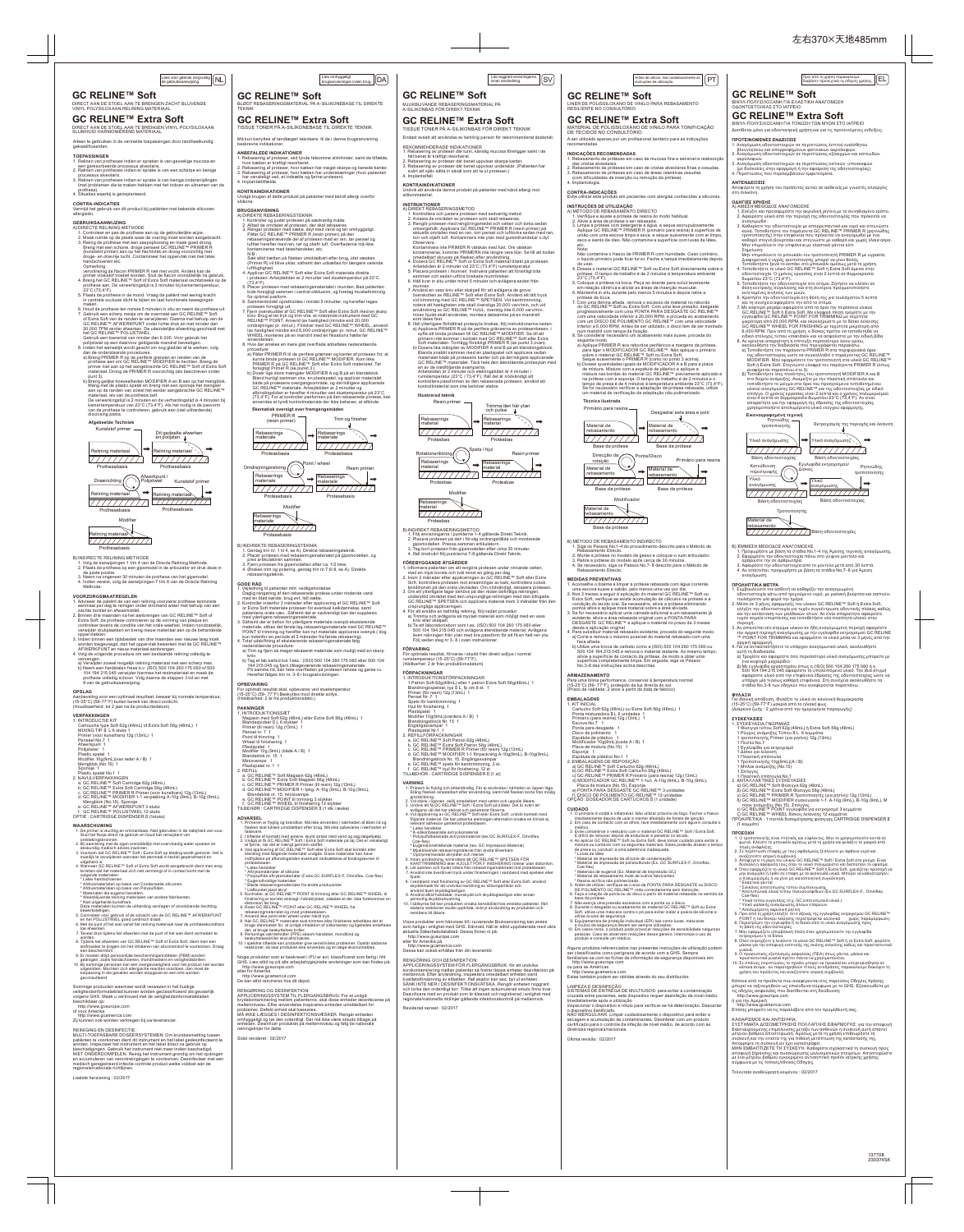左右370×天地485mm

Lees voor gebruik zorgvuldig de gebruiksaanwijzing | NL

# GC RELINE™ Soft

DIRECT AAN DE STOEL AAN TE BRENGEN ZACHT BLIJVENDE VINYL POLYSILOXAAN RELINING MATERIAAL

# GC RELINE™ Extra Soft

DIRECT AAN DE STOEL AAN TE BRENGEN VINYL POLYSILOXAAN SLIJMHUID HARMONIEREND MATERIAAL

Alleen te gebruiken in de vermelde toepassingen door tandheelkundig gekwalificeerden.

**TOEPASSINGEN**
1. Relinen van prothesen indien er sprake is van gevoelige mucosa en een geresorbeerde processus alveolaris.
2. Relinen van prothesen indien er sprake is van een scherpe en benige processus alveolaris.
3. Relinen van prothesen indien er sprake is van benige ondermijningen (met problemen die te maken hebben met het indoen en uitnemen van de prothese)
4. Situaties waarbij is geïmplanteerd.

**CONTRA-INDICATIES**
Vermijd het gebruik van dit product bij patiënten met bekende siliconen allergieën.

**GEBRUIKSAANWIJZING**
A) DIRECTE RELINING METHODE
1. Controleer en pas de prothese aan op de gebruikelijke wijze.
2. Maak ruimte op de plaats waar de relining moet worden aangebracht.
3. Reinig de prothese met een zeepoplossing en maak goed droog. Breng met een schone, droge penseel GC RELINE™ PRIMER R (kunststof primer) aan op het hechtvlak en droog voorzichtig met droge- en olievrije lucht. Contamineer het oppervlak niet met latex handschoenen etc.
Opmerking:
Verontreinig de flacon PRIMER R niet met vocht. Anders kan de primer vlokkerig worden. Sluit de flacon onmiddellijk na gebruik.
4. Breng het GC RELINE™ Soft of Extra Soft materiaal rechtstreeks op de prothese aan. De verwerkingstijd is 2 minuten bij kamertemperatuur 23°C (73.4°F).
5. Plaats de prothese in de mond. Vraag de patiënt met weinig kracht in centrale occlusie dicht te bijten en laat functionele bewegingen maken.
6. Houd de prothese ten minste 5 minuten in situ en neem de prothese uit.
7. Gebruik een scherp mesje om de overmaat aan GC RELINE™ Soft of Extra Soft, de randen te verwijderen. Daarna trimmen/polijsten met de GC RELINE™ AFWERKPUNT onder lichte druk en met minder dan 20.000 RPM het snijde afwerken. De uiteindelijke afwerking gebeurt met het GC RELINE™ POLIJSTWIEL. Gebruik een toerental van minder dan 6.000. Voor gebruik het polijstwiel op een daarvoor geëigende mandrel bevestigen.
8. Indien het wenselijk wordt geacht om nog gladder af te werken, volg dan de onderstaande procedures.
a) Breng PRIMER R op de periferie grenzen en randen van de prothese aan om GC RELINE™ MODIFIER te hechten. Breng de primer niet aan op het aangebrachte GC RELINE™ Soft of Extra Soft materiaal. Droog de PRIMER R voorzichtig (als beschreven onder punt 3).
b) Breng gelijke hoeveelheden MODIFIER A en B aan op het mengblok. Meng met de plastic spatel en breng met een sponsje het mengsel aan op de randen van zowel het eerder aangebrachte GC RELINE™ materiaal, als van de prothese zelf.
De verwerkingstijd is 2 minuten en de verhardingstijd is 4 minuten bij kamertemperatuur van 23°C (73.4°F). Als het nodig is de pasvorm van de prothese te controleren, gebruik een (niet uithardende) disclosing pasta.

**Afgebeelde Techniek**

Kunststof primer
Dit gedeelte afwerken en polijsten
Relining materiaal
Relining materiaal
Prothesebasis
Prothesebasis
Draairichting
Afwerkpunt / Polijstwiel
Kunststof primer
Relining materiaal
Relining materiaal
Prothesebasis
Prothesebasis
Modifier
Relining materiaal
Prothesebasis

B) INDIRECTE RELINING METHODE
1. Volg de aanwijzingen 1 t/m 4 van de Directe Relining Methode.
2. Plaats de prothese op een gipsmodel in de articulator en druk deze in de juiste positie.
3. Neem na ongeveer 30 minuten de prothese van het gipsmodel.
4. Indien gewenst, volg de aanwijzingen 7 t/m 8 van de Directe Relining Methode.

**VOORZORGSMAATREGELEN**
1. Adviseer de patiënt de van een relining voorziene prothese tenminste eenmaal per dag te reinigen onder stromend water met behulp van een zachte borstel en afwasmiddel.
2. Binnen drie maanden na het aanbrengen van GC RELINE™ Soft of Extra Soft, de prothese beoordelen op de vorming van plaque en controleer tevens de conditie van het orale weefsel. Indien noodzakelijk, verwijder en breng nieuw materiaal aan op de beschadigde oppervlakken.
3. Indien binnen een tijdsbestek van drie maanden een nieuwe laag moet worden toegevoegd, dan het oppervlak bewerken met de GC RELINE™ AFWERKPUNT en nieuw materiaal aanbrengen.
4. Volg de volgende procedure om een bestaande relining volledig te vervangen.
a) Verwijder zoveel mogelijk relining materiaal met een scherp mes.
b) Neem een hardstalen frees b.v. (ISO) 500 104 260 175 060 of 500 104 194 215 045 verwijder hiermee het resterende materiaal en reinig de prothese volledig schoon. Volg daarna de stappen 3 tot en met 8 van de gebruiksaanwijzing.

**OPSLAG**
Aanbeveling voor een optimaal resultaat, bewaar bij normale temperatuur, (15-25°C) (59-77°F) buiten bereik van direct zonlicht.
(Houdbaarheid: tot 2 jaar na de productiedatum)

**VERPAKKINGEN**
1. INTRODUCTIE KIT
Cartouche type Soft 62g (48mL) of Extra Soft 56g (48mL) 1
MIXING TIP S L 6 stuks 1
Primer (voor kunsthars) 12g (13mL) 1
Penseel No.7 1
Afwerkpunt 1
Polijstwiel 1
Plastic spatel 1
Modifier 10g(6mL)(van ieder A / B) 1
Mengblok (No.15) 1
Sponsje 1
Plastic spatel No.1 1
2. NAVULVERPAKKINGEN
a. GC RELINE™ Soft Cartridge 62g (48mL)
b. GC RELINE™ Extra Soft Cartridge 56g (48mL)
c. GC RELINE™ PRIMER R Primer (voor kunsthars) 12g (13mL)
d. GC RELINE™ MODIFIER 1-1 verpakking A-10g (6mL), B-10g (6mL), Mengblok (No.15), Sponsje
e. GC RELINE™ AFWERKPUNT 3 stuks
f. GC RELINE™ POLIJSTWIEL 12 stuks
OPTIE : CARTRIDGE DISPENSER II (1stuks)

**WAARSCHUWING**
1. De primer is vluchtig en ontvlambaar. Niet gebruiken in de nabijheid van vuur. Sluit het flesje direct na gebruik en houd het verwijderd van ontstekingsbronnen.
2. Bij aanraking met de ogen onmiddellijk met overvloedig water spoelen en deskundig medisch advies inwinnen.
3. Voorkom dat GC RELINE™ Soft / Extra Soft op kleding wordt gemorst. Het is moeilijk te verwijderen wanneer het eenmaal in het materiaal is uitgehard.
4. Wanneer GC RELINE™ Soft of Extra Soft wordt aangebracht dient men erop te letten dat het materiaal niet in contact komt met de volgende materialen:
* Latex handschoenen
* Afdrukmaterialen op basis van Condensatie siliconen.
* Afdrukmaterialen op basis van Polysulfiden.
* Materialen die eugenol bevatten.
* Weekblijvende relining materialen van andere fabrikanten.
* Niet uitgeharde acrylaten.
Deze materialen kunnen de uitharding vertragen of onvolledige hechting bewerkstelligen.
5. Controleer voor gebruik of de schacht van de GC RELINE™ AFWERKPUNT en het POLIJSTWIEL goed centrisch draait.
6. Het slaat de punt of het wiel vanaf het relining materiaal naar de prothesekunstbasis toe afwerken.
7. Tevens vloei tijdens het afwerken met de punt of het wiel direct wenden te werken.
8. Tijdens het afwerken van GC RELINE™ Soft of Extra Soft, een stofmasker te dragen om het inhaleren van siliconenstof te voorkomen. Draag ook beschermbril.
9. Er moeten altijd persoonlijke beschermingsmiddelen (PBM) worden gedragen, zoals handschoenen, mondmaskers en veiligheidsbrillen.
10. Bij sommige personen kan een overgevoeligheid voor het product niet worden uitgesloten. Mochten zich allergische reacties voordoen, dan moet de toepassing in die gevallen worden stopgezet en een arts worden geconsulteerd.

Sommige producten waarnaar wordt verwezen in het huidige veiligheidsinformatieblad kunnen worden geclassificeerd als gevaarlijk volgens GHS. Maak u vertrouwd met de veiligheidsinformatiebladen beschikbaar op:
http://www.gceurope.com
of voor America
http://www.gcamerica.com
Zij kunnen ook worden verkregen bij uw leverancier.

REINIGEN EN DESINFECTIE:
MULTI-TOEPASBARE DOSEERSYSTEMEN: Om kruisbesmetting tussen patiënten te voorkomen dient dit instrument en het label gedesinfecteerd te worden. Inspecteer het instrument en het label direct na gebruik op beschadigingen. Gebruik het instrument niet meer indien beschadigd. NIET ONDERDOMPELEN. Reinig het instrument grondig om het opdrogen en accumuleren van verontreinigingen te voorkomen. Desinfecteer met een medisch geregistreerd infectie controle product welke voldoet aan de regionale/nationale richtlijnen.

Laatste herziening : 02/2017

---

Læs omhyggeligt brugsanvisningen før brug | DA

# GC RELINE™ Soft

BLØDT REBASERINGSMATERIALE PÅ A-SILIKONEBASE TIL DIREKTE TEKNIK

# GC RELINE™ Extra Soft

TISSUE TONER PÅ A-SILIKONEBASE TIL DIREKTE TEKNIK

Må kun benyttes af tandlæger/ teknikere, til de i denne brugsanvisning beskrevne indikationer.

**ANBEFALEDE INDIKATIONER**
1. Rebasering af proteser, ved tynde følsomme slimhinder, samt de tilfælde, hvor kæben er kraftigt resorberet.
2. Rebasering af proteser, hvor kæben har meget skarpe og benede kanter.
3. Rebasering af proteser, hvor kæben har underskæringer (hvor patienten har vanskeligt ved, at indsætte og fjerne protesen).
4. Implantatsager.

**KONTRAINDIKATIONER**
Undgå brugen af dette produkt på patienter med kendt allergi overfor silikone.

**BRUGSANVISNING**
A) DIREKTE REBASERINGSTEKNIK
1. Kontrollér og justér protesen på sædvanlig måde.
2. Afslet de områder af protesen, der skal rebaseres.
3. Rengør protesen med sæbe, skyl med vand og tør omhyggeligt. Påfør GC RELINE™ PRIMER R (resin primer) på den rebaseringsberørende del af protesen med en ren, tør pensel og luftør herefter med ren, tør og oliefri luft. Overfladerne må ikke kontamineres med latexhandsker, etc.
N.B.
Sæt altid flasken på flasken umiddelbart efter brug, idet vækken (Primer R) vil blive uklar, såfremt den udsættes for længere varende luftfugtighed.
4. Applicér GC RELINE™ Soft eller Extra Soft materiale direkte i protesen. Arbejdstiden er 2 minutter ved stuetemperatur på 23°C (73.4°F).
5. Placér protesen med rebaseringsmaterialet i munden. Bed patienten bide forsigtigt sammen i central okklusion, og foretag muskeltrimning for optimal pasform.
6. Sammenbidet opretholdes i mindst 5 minutter, og herefter tages protesen forsigtigt ud.
7. Fjern overskuddet af GC RELINE™ Soft eller Extra Soft med en skarp kniv. Brug et let tryk og trim evt. et interende instrument med GC RELINE™ POINT. Anvend lav hastighed (mindre end 20.000 omdrejninger pr. minut). Finisher med GC RELINE™ WHEEL, anvend lav hastighed mindre end 6.000 omdrejninger pr. minut. GC RELINE™ WHEEL monteres på en mandrel med en tilsvarende hætte før anvendelse.
8. Hvis der ønskes en mere glat overflade anbefales nedenstående procedure:
a) Påfør PRIMER R til de perifere grænser og kanter af protesen for, at kunne binde protesen til GC RELINE™ MODIFIER. Kom ikke PRIMER R på GC RELINE™ Soft eller Extra Soft materialet. Tør forsigtigt Primer R (se punkt 3).
b) Doser lige store mængder MODIFIER A og B på den blandeblok. Bland homogent sammen med en plastspatel, og applicer materialet tilsidst på protesens overgangsområde, og det tidligere applicerede GC RELINE™ materiale. Arbejdstiden er 2 minutter og afbindingstiden er herefter 4 minutter ved stuetemperatur på 23°C (73.4°F). For at kontrollere pasformen på den rebaserede protese, kan anvendes en ikke hærdende kontrolmateriale.

**Skematisk oversigt over fremgangsmåden**

PRIMER R
Trim og finisher
Rebaseringsmateriale
Rebaseringsmateriale
Protesebasis
Protesebasis
Omdrejningsretning
Point / wheel
Resin primer
Rebaseringsmateriale
Rebaseringsmateriale
Protesebasis
Protesebasis
Modifier
Rebaseringsmateriale
Protesebasis

B) INDIREKTE REBASERINGSTEKNIK
1. Gentag trin nr. 1 til 4, se A) Direkte rebaseringsteknik.
2. Placér protesen med rebaseringsmaterialet på gipsmodellen, og pres artikulationen sammen.
3. Fjern protesen fra gipsmodellen efter ca. 1/2 time.
4. Efterbehandl om nødvendigt, gentag trin nr 7 til 8, se A). Direkte rebaseringsteknik.

**GODE RÅD**
1. Vejledning til patienten: rens omhyggeligt i samt rejningering af den rebaserede protese under rindende vand med en blød børste, brug evt. lidt sæbe.
2. Kontrollér indenfor 3 måneder efter applicering af GC RELINE™ Soft or Extra Soft rebaserede protesen for evaluering af slimhinden og patientens orale væv... Såfremt det er nødvendigt kan der suppleres med yderligere rebaseringsmateriale.
3. Såfremt der er behov for yderligere materiale ovenpå eksisterende materiale, slibes det første lag rebaseringsmateriale med GC RELINE™ POINT, hvorefter nyt materiale appliceres (se punkt 4 herefter).
4. Total udskiftning af eksisterende rebaseringsmateriale følg nedenstående procedure:
a) Trim og fjern så meget rebaseret materiale som muligt med en skarp kniv.
b) Trag et lab kartid bor f.eks.: (ISO) 500 104 260 175 060 eller 500 104 194 215 045 og fjern tilbageværende rebaseringsmateriale. På samme tid, kan hele overfladen på protesen renses og gøres ru. Herefter følges trin nr. 3 - 8 i brugsanvisningen.

**OPBEVARING**
For optimalt resultat skal, opbevares ved stuetemperatur (15-25°C) (59-77°F) Beskyttes mod direkte sollys.
(Holdbarhed: 2 år fra produktionsdato.)

**PAKNINGER**
1. INTRODUKTIONSSÆT
Magasin med Soft 62g (48mL) eller Extra Soft 56g (48mL) 1
Blandespidser S L 6 styk(er) 1
Primer (til resin) 12g (13mL) 1
Pensel nr. 7 1
Point til trimning 1
Wheel til finishering 1
Plastspatel 1
Modifier 10g(6mL) (både A / B) 1
Blandeblok nr. 15 1
Minisvampe 1
Plastspatel nr. 1 1
2. REFILL
a. GC RELINE™ Soft Magasin 62g (48mL)
b. GC RELINE™ Extra Soft Magasin 56g (48mL)
c. GC RELINE™ PRIMER R Primer (til resin) 12g (13mL)
d. GC RELINE™ MODIFIER 1-1pkg. A-10g (6mL), B-10g (6mL), Blandeblok nr. 15, minisvampe
e. GC RELINE™ POINT til trimning 3 styk(er)
f. GC RELINE™ WHEEL til finishering 12 styk(er)
TILBEHØR : CARTRIDGE DISPENSER 3 (1 stk i æske)

**ADVARSEL**
1. Primeren er flygtig og brandbar. Må ikke anvendes i nærheden af åben ild og flasken skal lukkes umiddelbart efter brug. Må ikke opbevares i nærheden af antændelseskilder.
2. I tilfælde af kontakt med øjnene, skyld straks med vand og søg lægehjælp.
3. Undgå at få GC RELINE™ Soft / Extra Soft materiale på tøj. Det er vanskeligt at fjerne, når det er hærdet gennem stoffet.
4. Ved applicering af GC RELINE™ Soft eller Extra Soft skal kontakt eller blanding med følgende materialer undgås. Disse materialer kan have indflydelse på afbindingstiden eventuelt nedsættelse af bindingsevnen til protesebasen:
* Latex handsker
* Aftryksmaterialer af silikone
* Polysulfide aftryksmaterialer (f.eks.GC SURFLEX-F, Omniflex, Coe-flex)
* Eugenolholdige materialer
* Bløde rebaseringsmaterialer fra andre producenter
* Uafbindet plast akryl
5. Kontrollér, at GC RELINE™ POINT til trimning eller GC RELINE™ WHEEL til finishering kører centreret inden brug.
6. Anvend altid en retning fra rebaseringsmaterialet mod protesebasen ved trimning og finishering...
7. Ved lang tid at anvende GC RELINE™ WHEEL fra rebaseringsmaterialet og til protesebasen.
8. Anvend ikke gummi eller wheel under hård tryk.
9. Når GC RELINE™ materialet skal trimmes eller finisheres anbefales det at bruge støvmaske for at undgå inhalation af siliconestøv og brug beskyttelsesbriller.
9. Personlige værnemidler (PPE) såsom handsker, mundbind og beskyttelsesbriller skal altid bæres.
10. I sjældne tilfælde kan produktet give sensitivitets problemer. Ophør således med brugen, så kan produktet ikke anvendes og en læge skal kontaktes.

Nogle produkter som er beskrevet i IFU er evt. klassificeret som farligt i h/t GHS. Læs altid sig på alle sikkerhedsdatablade som kan findes på:
http://www.gceurope.com
eller for Amerika
http://www.gcamerica.com
De kan altid rekvireres hos dit depot.

RENGØRING OG DESINFEKTION:
APPLIKERINGSSYSTEMER TIL FLERGANGSBRUG: For at undgå krydskontaminering mellem patienterne, skal disse enheder desinficeres på mellemniveau. Efter anvendelse inspiceres enheden umiddelbart for problemer. Defekt enhed skal kasseres.
MÅ IKKE LÆGGES I DESINFEKTIONSVÆSKER. Rengør enheden omhyggeligt for at den er rene/tørt. Derved kan ikke være smuds tilbage på enheden. Desinficer produktet på mellemniveau og følg de nationale retningslinjer for dette.

Sidst revideret : 02/2017

---

Läs noggrant anvisningarna innan användning | SV

# GC RELINE™ Soft

MJUKBLIVANDE REBASERINGSMATERIAL PÅ A-SILIKONBAS FÖR DIREKT TEKNIK

# GC RELINE™ Extra Soft

TISSUE TONER PÅ A-SILIKONBAS FÖR DIREKT TEKNIK

Endast avsett att användas av behörig person för rekommenderad indikation.

**REKOMMENDERADE INDIKATIONER**
1. Rebasering av proteser där tunn, känslig mucosa föreligger samt i de fall benet är kraftigt resorberat.
2. Rebasering av proteser där benet uppvisar skarpa kanter.
3. Rebasering av proteser där benet uppvisar underskär. (Patienten har svårt att sätta in såväl som att ta ut protesen.)
4. Implantatfall

**KONTRAINDIKATIONER**
Undvik att använda denna produkt på patienter med känd allergi mot silikonmaterial.

**INSTRUKTIONER**
A) DIREKT REBASERINGSMETOD
1. Kontrollera och justera protesen som sedvanligt metod.
2. Avlasta de områden av protesen som skall rebaseras.
3. Rengör protesen med rengöringsmedel och vatten och torka sedan omsorgsfullt. Applicera GC RELINE™ PRIMER R (resin primer) på alla ytor, blåsa av och torka försiktigt med ren, torr pensel och lufttorka med ren och oljefri luft. Kontaminera inte ytan med gummihandskar o.dyl.
Observera:
Kontaminera inte PRIMER R vätskan med fukt. Om vätskan kontamineras kan PRIMER R vätskan bli oklar. Se till att locket omedelbart skruvas på flaskan efter användning.
4. Dosera GC RELINE™ Soft or Extra Soft materialet direkt på protesen. Arbetstiden är 2 minuter vid 23°C (73.4°F) rumstemperatur.
5. Placera protesen i munnen. Instruera patienten att försiktigt bita samman och sedan utföra bindande muskelrörelser.
6. Håll kvar in situ under minst 5 minuter och avlägsna sedan från munnen.
7. Använd en vass kniv eller skalpell för att avlägsna de grova överskotten av RELINE™ Soft eller Extra Soft. Använd ett lätt tryck vid trimning med GC RELINE™ SPETSEN. Vid kantrimning, notera att hastigheten inte skall överstiga 20.000 varv/min. och vid användning av GC RELINE™ HJUL under 6.000 varv/min. Innan hjulet skall användas, montera detsamma på en mandrell som låses fast.
8. Vid ytterligare förbättrad proteskvalitet önskas, följ instruktionerna nedan.
a) Applicera PRIMER R på de perifera gränserna av protesen för att fästa GC RELINE™ MODIFIER. Se till att primern inte kommer i kontakt med GC RELINE™ Soft eller Extra Soft materialet. Torka försiktigt PRIMER R (se punkt 3 ovan).
b) Dosera lika mängder av MODIFIER A and B på ett blandningsblock. Blanda sedan samman med en plastspatel och applicera sedan materialet både på protesens kanter och på det tidigare applicerade GC RELINE™ materialet. Tänk hela den lämnade protesytan med en av de medföljande svamparna.
Arbetstiden är 2 minuter och härdningstiden är 4 minuter i rumstemperatur (23°C (73.4°F)). Vid behov av möjlighet att kontrollera passformen av den rebaserade protesen, använd ett kontrollmaterial som inte behöver stelna.

**Illustrerad teknik**

Resin primer
Trimma den här ytan och putsa
Rebaseringsmaterial
Rebaseringsmaterial
Protesbas
Protesbas
Rotationsriktning
Spets / Hjul
Resin primer
Rebaseringsmaterial
Rebaseringsmaterial
Protesbas
Protesbas
Modifier
Rebaseringsmaterial
Protesbas

B) INDIREKT REBASERINGSMETOD
1. Följ anvisningarna i punkterna 1-4 gällande Direkt Teknik.
2. Placera protesen på den i förväg iordningställda och monterade gipsmodellen. Pressa samman artikulatorn.
3. Tag bort protesen från gipsmodellen efter cirka 30 minuter.
4. Vid önskade följ punkterna 7-8 gällande Direkt Teknik.

**FÖREBYGGANDE ÅTGÄRDER**
1. Informera patienten om att rengöra protesen under rinnande vatten, med en mjuk borste och tvål minst en gång per dag.
2. Inom 3 månader efter appliceringen av GC RELINE™ Soft eller Extra Soft, kontrollera protesen med avseende på kvalitet och vävnadernas kondition på den orala vävnaden. Om nödvändigt, rebasera protesen.
3. Om ett ytterligare lager behövs på den redan befintliga relineringen, undersök relineringsytan med GC RELINE™ SPETSEN och applicera materialet inom 3 månader från den ursprungliga appliceringen.
4. För att avlägsna all befintlig relining, följ nedan procedur:
a) Trimma och avlägsna så mycket material som möjligt med en vass kniv eller skalpell.
b) Tag ett laboratoriebor som t.ex. (ISO) 500 104 260 175 060 eller 500 104 194 215 045 och avlägsna återstående material. Avlägsna även relineringen från ytan med bra passform för att fixen helt ren yta. Följ sedan steg nr 3 - 8 i ovan instruktioner.

**FÖRVARING**
För optimalt resultat, förvaras i skydd från direkt solljus i normal rumstemperatur (15-25°C) (59-77°F).
(Hållbarhet: 2 år från produktionsdatum)

**FÖRPACKNINGAR**
1. INTRODUKTIONSFÖRPACKNINGAR
Patron Soft 62g(48mL) eller 1 patron Extra Soft 56g(48mL) 1
Blandningsspetsar, typ S L, 6 st 1
Primer (för resin) 12g (13mL) 1
Pensel Nr 7 1
Spets för trimmering 1
Hjul för finishering 1
Plastspatel 1
Modifier 10g(6mL)(vardera A / B) 1
Blandningsblock Nr. 15 1
Engångssvampar 1
Plastspatel Nr 1 1
2. REFILLFÖRPACKNINGAR
a. GC RELINE™ Soft Patron 62g (48mL)
b. GC RELINE™ Extra Soft Patron 56g (48mL)
c. GC RELINE™ PRIMER R Primer (för resin) 12g (13mL)
d. GC RELINE™ MODIFIER 1-1 förpackning A-10g(6mL), B-10g(6mL), Blandningsblock Nr. 15, Engångssvampar
e. GC RELINE™ spets för trimmerering, 3 st
f. GC RELINE™ hjul för finishering, 12 st
TILLBEHÖR : CARTRIDGE DISPENSER II (1 st)

**VARNING**
1. Primern är flyktig och lättantändlig. Får ej användas i närheten av öppen låga. Stäng flaskan omedelbart efter användning, samt håll flaskan borta från möjlig gnistbildning.
2. Vid kontakt i ögonen, skölj omedelbart med vatten och uppsök läkare.
3. Undvik att få GC RELINE™ Soft / Extra Soft på kläder. Det är svårt att avlägsna när det har stelnat och penetrerat tyget.
4. Vid användning av GC RELINE™ Soft eller Extra Soft, undvik kontakt med följande material. De kan påverka stelningen alternativt orsaka en klinisk ej relevant adhesion gentemot protesbasen.
* Latex handskar
* A-silikonbaserade avtrycksmaterial
* Polysulfidbaserade avtrycksmaterial (se GC SURFLEX-F, Omniflex, Coe-flex)
* Eugenolinnehållande material (sex. GC Impression Material)
* Mjukrebaserande rebaseringsmaterial från andra tillverkare
* Ofpolymeriserade akrylater och resiner
5. Innan användning, kontrollera att GC RELINE™ SPETSEN FÖR KANTTRIMNING eller HJULET FÖR FINISHERING roterar utan distortion.
6. Låt spetsen och hjulet rotera från rebaseringsmaterialet mot protesbasen.
7. Använd inte överdrivet tryck under trimmering.
8. I samband med finishering av GC RELINE™ Soft och Extra Soft, använd skyddsmask för att undvika inandning av silikonpartiklar och använd även skyddsglasögon.
9. Använd alltid handskar, munskydd och skyddsglasögon eller annan personlig skyddsutrustning.
10. I sällsynta fall kan produkten orsaka sensibilitet hos enstaka patienter. Vid sådana reaktioner skulle uppträda, avbryt användning av produkten och remittera till läkare.

Vissa produkter som hänvisas till i nuvarande Bruksanvisning kan anses som farliga i enlighet med GHS. Därmed, håll er alltid uppdaterade med våra aktuella Säkerhetsdatablad. Dessa finner ni på:
http://www.gceurope.com
eller för Amerika på
http://www.gcamerica.com
Dessa kan också erhållas från din leverantör.

RENGÖRING OCH DESINFEKTION:
APPLICERINGSSYSTEM FÖR FLERGÅNGSBRUK: för att undvika korskontaminering mellan patienter så foliet dessa enheter desinfekteras på medelnivå. Efter användning, inspektera omedelbart enheten samt kvalitetsförsämring av etiketten. Rell skador kan ses, byt ut enheten. SÄNK INTE NER I DESINFEKTIONSVÄTSKA. Rengör enheten noggrant och torka den ordentligt torr. Tillse att ingen ackumulerad smuts finns kvar. Desinficera med en produkt som är klassad och registrerad i enlighet med regionala/nationella riktlinjer gällande infektionskontroll på mellannivå.

Reviderad senast : 02/2017

---

Antes de utilizar, leia cuidadosamente as instruções de utilização. | PT

# GC RELINE™ Soft

LINER DE POLISSILOXANO DE VINILO PARA REBASAMENTO RESILIENTE NO CONSULTÓRIO

# GC RELINE™ Extra Soft

MATERIAL DE POLISSILOXANO DE VINILO PARA TONIFICAÇÃO DE TECIDOS NO CONSULTÓRIO

A ser utilizado apenas por um profissional dentário para as indicações recomendadas.

**INDICAÇÕES RECOMENDADAS**
1. Rebasamento de próteses em casos de mucosa fina e sensível e reabsorção das cristas alveolares.
2. Rebasamento de próteses em casos de cristas alveolares finas e ossudas.
3. Rebasamento de próteses em caso de áreas retentivas ossudas (com dificuldades de inserção ou remoção da prótese).
4. Implantologia.

**CONTRA-INDICAÇÕES**
Evite utilizar este produto em pacientes com alergias conhecidas a silicones.

**INSTRUÇÕES DE UTILIZAÇÃO**
A) MÉTODO DE REBASAMENTO DIRECTO
1. Verifique e ajuste a prótese da forma do modo habitual.
2. Alivie a área da prótese a ser rebasada.
3. Limpe a prótese com detergente e água, e seque escrupulosamente. Aplique GC RELINE™ PRIMER R (primário para resina) à superfície de união com uma escova limpa e seca, e seque suavemente com ar limpo, seco e isento de óleo. Não contamine a superfície com luvas de látex, etc.
Nota:
Não contamine o frasco de PRIMER R com humidade. Caso contrário, o líquido primário pode ficar turvo. Feche a tampa imediatamente depois de usar.
4. Doseie o material GC RELINE™ Soft ou Extra Soft directamente sobre a prótese. O tempo de trabalho é de 2 minutos à temperatura ambiente 23°C (73.4°F).
5. Coloque a prótese na boca. Peça ao doente para ocluir levemente em relação cêntrica e alivar as áreas de inserção muscular.
6. Mantenha in situ durante pelo menos 5 minutos e depois retire a prótese da boca.
7. Com uma lâmina afiada, remova o excesso de material no rebordo do GC RELINE™ Soft ou Extra Soft. Com uma leve pressão, desgaste progressivamente com uma PONTA PARA DESGASTE GC RELINE™ com uma velocidade inferior a 20.000 RPM, e proceda ao acabamento com um DISCO DE POLIMENTO GC RELINE™ com uma velocidade inferior a 6.000 RPM. Antes de ser utilizado, o disco tem de ser montado num mandril com cabeça adequada.
8. Se considerar necessário um acabamento mais suave, proceda do seguinte modo.
a) Aplique PRIMER R aos rebordos periféricos e margens da prótese, para ligar o MODIFICADOR GC RELINE™. Não aplique o PRIMER R sobre o material GC RELINE™ Soft ou Extra Soft.
Seque suavemente o PRIMER R (como no ponto 3 acima).
b) Doseie quantidades iguais de MODIFICADOR A e B para a placa de mistura. Misture com a espátula de plástico e aplique a mistura nos bordos do material GC RELINE™ previamente aplicado e na prótese com a esponja. O tempo de trabalho é de 2 minutos e o tempo de presa é de 4 minutos à temperatura ambiente 23°C (73.4°F). Se for necessário verificar a adaptação da prótese rebasada, utilize um material de verificação da adaptação não polimerizável.

**Técnica Ilustrada**

Primário para resina
Desgastar esta área e polir
Material de rebasamento
Material de rebasamento
Base da prótese
Base da prótese
Direcção da rotação
Ponta/Disco
Primário para resina
Material de rebasamento
Material de rebasamento
Base da prótese
Base da prótese
Modificador
Material de rebasamento
Base da prótese

B) MÉTODO DE REBASAMENTO INDIRECTO
1. Siga os Passos No.1 - 4 do procedimento descrito para o Método de Rebasamento Directo.
2. Monte a prótese no modelo de gesso e coloque-o num articulador.
3. Retire a prótese do modelo após cerca de 30 min.
4. Se necessário, siga os Passos No.7- 8 descrito para o Método de Rebasamento Directo.

**MEDIDAS PREVENTIVAS**
1. Aconselhe o paciente a limpar a prótese rebasada com água corrente, uma escova suave e sabão, pelo menos uma vez por dia.
2. Nos 3 meses a seguir à aplicação do material GC RELINE™ Soft ou Extra Soft, verifique se existe acumulação de calculus na prótese e a condição do tecido oral. Se necessário, alivie a prótese eliminando porção e aplique material de novo sobre a área aliviada.
3. Se for necessário aplicar uma camada adicional a um rebasamento já existente, alivie a área rebasada utilizando a PONTA PARA DESGASTE GC RELINE™ e aplique o material no prazo de 3 meses desde a aplicação original.
4. Para substituir completamente o rebasamento, proceda do seguinte modo.
a) Corte e remova o máximo possível de material rebasado com uma faca afiada.
b) Utilize uma broca de carboto como a (ISO) 500 104 260 175 060 ou 500 104 194 215 045 e remova o material restante. Ao mesmo tempo, alivie a superfície de contacto da prótese, de modo a obter uma superfície completamente limpa. Em seguida, siga os Passos No. 3- 8 das instruções acima descritas.

**ARMAZENAMENTO**
Para uma ótima performance, conservar à temperatura normal (15-25°C) (59-77°F), protegido da luz directa do sol.
(Prazo de validade: 2 anos a partir da data de fabrico)

**EMBALAGENS**
1. KIT INICIAL
Cartucho Soft 62g (48mL) ou Extra Soft 56g (48mL) 1
Ponta misturadora S L 6 unidades 1
Primário (para resina) 12g (13mL) 1
Escova No.7 1
Ponta para desgaste 1
Disco de polimento 1
Espátula de plástico 1
Modificador 10g(6mL)(cada A / B) 1
Placa de mistura (No.15) 1
Esponja 1
Espátula de plástico No.1 1
2. EMBALAGENS DE REPOSIÇÃO
a) GC RELINE™ Soft Cartucho 62g (48mL)
b) GC RELINE™ Extra Soft Cartucho 56g (48mL)
c) GC RELINE™ PRIMER R Primário (para resina) 12g (13mL)
d) MODIFICADOR GC RELINE™ 1-1un. A-10g (6mL), B-10g (6mL), Placa de mistura (No.15), Esponja
e) PONTA PARA DESGASTE GC RELINE™ 3 unidades
f) DISCO DE POLIMENTO GC RELINE™ 12 unidades
OPÇÃO: DISPENSADOR DE CARTUCHOS II (1 unidade)

**CUIDADO**
1. O primário é volátil e inflamável. Não utilizar próximo do fogo. Fechar o frasco imediatamente depois de usar e manter afastado de fontes de ignição.
2. Em caso de contacto com os olhos, lave imediatamente com água e consulte o médico.
3. Evite contaminar o vestuário com o material GC RELINE™ Soft / Extra Soft. É difícil de remover depois de endurecer e penetrar no tecido.
4. Ao aplicar GC RELINE™ Soft ou Extra Soft, deve tomar cuidado para evitar a mistura ou contacto com os seguintes materiais. Estes poderão retardar o tempo de presa ou conduzir a uma aderência inadequada.
* Luvas de látex
* Material de impressão de silicone de condensação
* Material de impressão de polissulfureto (Ex. GC SURFLEX-F, Omniflex, Coe-flex)
* Material com eugenol (Ex. Material de Impressão GC)
* Material de rebasamento mole de outros fabricantes
* Resina acrílica não polimerizada
5. Antes de usar, verifique se a haste da PONTA PARA DESGASTE ou DISCO DE POLIMENTO GC RELINE™ roda correctamente sem distorção.
6. Faça a rotação da ponta ou do disco a partir do material rebasado no sentido da base da prótese.
7. Não exerça uma pressão excessiva com a ponta ou o disco.
8. Durante o desgaste ou acabamento do material GC RELINE™ Soft ou Extra Soft, utilize uma máscara contra o pó para evitar inalar o pó de silicone e utilize óculos de segurança.
9. Equipamentos de proteção individual (EPI) tais como luvas, máscaras e óculos de segurança devem ser sempre utilizados.
10. Em casos raros, o produto pode provocar reacções de sensibilidade nalgumas pessoas. Caso se observem reacções desse género, interrompa o uso do produto e consulte um médico.

Alguns produtos referenciados nas presentes instruções de utilização podem ser classificados como perigosos de acordo com a GHS. Sempre familiarize-se com as fichas de informação de segurança disponíveis em:
http://www.gceurope.com
ou para as Américas
http://www.gcamerica.com
Estes também podem ser obtidos através do seu distribuidor.

LIMPEZA E DESINFEÇÃO
SISTEMAS DE ENTREGA DE MULTIUSOS: para evitar a contaminação cruzada entre pacientes, este dispositivo requer desinfeção de nível médio. Imediatamente após a utilização inspecione o dispositivo e rótulo para verificar se há deterioração. Descartar o dispositivo danificado.
NÃO MERGULHAR. Limpar cuidadosamente o dispositivo para evitar a secagem e acumulação de contaminantes. Desinfetar com um produto certificado para o controlo da infeção de nível médio, de acordo com as diretrizes regionais/nacionais.

Última revisão : 02/2017

---

Πριν από τη χρήση παρακαλούμε διαβάστε προσεκτικά τις οδηγίες χρήσης. | EL

# GC RELINE™ Soft

ΒΙΝΥΛ-ΠΟΛΥΣΙΛΟΞΑΝΗ ΓΙΑ ΕΛΑΣΤΙΚΗ ΑΝΑΓΟΜΩΣΗ ΟΔΟΝΤΟΣΤΟΙΧΙΑΣ ΣΤΟ ΙΑΤΡΕΙΟ

# GC RELINE™ Extra Soft

ΒΙΝΥΛ-ΠΟΛΥΣΙΛΟΞΑΝΗ ΓΙΑ ΤΟΝΩΣΗ ΤΩΝ ΜΥΩΝ ΣΤΟ ΙΑΤΡΕΙΟ

Διατίθεται μόνο για οδοντιατρική χρήση και για τις προτεινόμενες ενδείξεις.

**ΠΡΟΤΕΙΝΟΜΕΝΕΣ ΕΝΔΕΙΞΕΙΣ**
1. Αναγόμωση οδοντοστοιχιών σε περιπτώσεις λεπτού ευαίσθητου βλεννογόνου και απορροφημένων φατνιακών ακρολοφιών.
2. Αναγόμωση οδοντοστοιχιών σε περιπτώσεις οξύαιχμων και οστεωδών ακρολοφιών.
3. Αναγόμωση οδοντοστοιχιών σε περιπτώσεις οστεωδών υποσκαφών (με δυσκολίες στην εφαρμογή ή την αφαίρεση της οδοντοστοιχίας).
4. Περιπτώσεις που περιλαμβάνουν εμφυτεύματα.

**ΑΝΤΕΝΔΕΙΞΕΙΣ**
Αποφύγετε τη χρήση του προϊόντος αυτού σε ασθενείς με γνωστές αλλεργίες στη σιλικόνη.

**ΟΔΗΓΙΕΣ ΧΡΗΣΗΣ**
A) ΑΜΕΣΗ ΜΕΘΟΔΟΣ ΑΝΑΓΟΜΩΣΗΣ
1. Ελέγξτε και προσαρμόστε την οδοντοστοιχία με το συνηθισμένο τρόπο.
2. Αφαιρέστε υλικό από την περιοχή της οδοντοστοιχίας που πρόκειται να αναγομωθεί.
3. Καθαρίστε την οδοντοστοιχία με απορρυπαντικό και νερό και στεγνώστε καλά. Τοποθετήστε τον παράγοντα GC RELINE™ PRIMER R (ρητινώδης τροποποιητής) στην επιφάνεια που πρόκειται να αναγομωθεί με ένα καθαρό στεγνό βουρτσάκι και στεγνώστε με καθαρό και χωρίς λάδια αέρα. Μην επιμολύνετε την επιφάνεια με ελαστικά γάντια κλπ.
Σημείωση:
Μην επιμολύνετε το μπουκαλάκι του τροποποιητή PRIMER R με υγρασία. Διαφορετικά ο υγρός τροποποιητής μπορεί να γίνει θολός. Τοποθετήστε αμέσως το καπάκι στο μπουκάλι αμέσως μετά τη χρήση.
4. Τοποθετήστε το υλικό GC RELINE™ Soft ή Extra Soft απευθείας στην οδοντοστοιχία. Ο χρόνος εργασίας είναι 2 λεπτά σε θερμοκρασία δωματίου 23°C (73.4°F).
5. Τοποθετήστε την οδοντοστοιχία στο στόμα. Ζητήστε να κλείσει σε θέση κεντρικής σύγκλεισης και στη συνέχεια πραγματοποιήστε λειτουργικές κινήσεις.
6. Κρατήστε την οδοντοστοιχία στη θέση της για τουλάχιστον 5 λεπτά και τη συνέχεια αφαιρέστε την από το στόμα.
7. Με ακονισμένο μαχαίρι αφαιρέστε την περίσσεια του υλικού GC RELINE™ Soft ή Extra Soft. Με ελαφριά πίεση τριμάρετε με την εγγλυφίδα GC RELINE™ POINT FOR TRIMMING με ταχύτητα μικρότερη από 20.000 RPM, και φινιράρετε με το δίσκο λείανσης GC RELINE™ WHEEL FOR FINISHING με ταχύτητα μικρότερη από 6.000 RPM. Πριν από τη χρήση, ο δίσκος πρέπει να τοποθετηθεί σε ειδικό στέλεχος στην υποδοχή.
8. Αν κρίνεται απαραίτητη η επιπλέον λείανση, ακολουθήστε την παρακάτω διαδικασία.
a) Τοποθετήστε τον τροποποιητή PRIMER R στα περιφερικά όρια της οδοντοστοιχίας ώστε να συγκολληθεί ο τροποποιητής GC RELINE™ MODIFIER. Μην εφαρμόζετε τον τροποποιητή στο υλικό GC RELINE™ Soft ή Extra Soft. Στεγνώστε ελαφρά τον παράγοντα PRIMER R (όπως αναφέρεται παραπάνω στο 3).
b) Τοποθετήστε ίσες ποσότητες του τροποποιητή MODIFIER A και B στο block ανάμιξης. Αναμίξτε με την πλαστική σπάτουλα και τοποθετήστε το μίγμα στα όρια του προηγουμένως τοποθετημένου υλικού αναγόμωσης GC RELINE™ και της οδοντοστοιχίας με σφουγγάρι. Ο χρόνος εργασίας είναι 2 λεπτά και ο χρόνος πολυμερισμού είναι 4 λεπτά σε θερμοκρασία δωματίου 23°C (73.4°F). Αν είναι απαραίτητο για την εφαρμογή της βάσεως της αναγομωμένης οδοντοστοιχίας χρησιμοποιήστε μη πολυμεριζόμενο υλικό ελέγχου.

**Εικονογραφημένη τεχνική**

Ρητινώδης τροποποιητής
Εκτριμάρετε της περιοχής και λειάνετε
Υλικό αναγόμωσης
Υλικό αναγόμωσης
Βάση οδοντοστοιχίας
Βάση οδοντοστοιχίας
Κατεύθυνση περιστροφής
Εγγλυφίδα εκτριμαρίσματος / Δίσκος
Ρητινώδης τροποποιητής
Υλικό αναγόμωσης
Υλικό αναγόμωσης
Βάση οδοντοστοιχίας
Βάση οδοντοστοιχίας
Τροποποιητής
Υλικό αναγόμωσης
Βάση οδοντοστοιχίας

B) ΕΜΜΕΣΗ ΜΕΘΟΔΟΣ ΑΝΑΓΟΜΩΣΗΣ
1. Ακολουθήστε τα βήματα Νο.1-4 της Άμεσης τεχνικής αναγόμωσης.
2. Εφαρμόστε την οδοντοστοιχία πάνω στο γύψινο μοντέλο και εφαρμόστε τον αρθρωτήρα.
3. Αφαιρέστε την οδοντοστοιχία από το μοντέλο μετά από 30 λεπτά.
4. Αν απαιτείται, προχωρήστε με βάση το στάδιο Νο.7- 8 για Άμεση αναγόμωση.

**ΠΡΟΦΥΛΑΚΤΙΚΑ ΜΕΤΡΑ**
1. Συμβουλεύστε τον ασθενή να καθαρίζει την οδοντοστοιχία με τρεχούμενο νερό, μαλακή βούρτσα και σαπούνι τουλάχιστον μία φορά την ημέρα.
2. Μέσα σε 3 μήνες εφαρμογής του υλικού GC RELINE™ Soft ή Extra Soft, ελέγξτε την οδοντοστοιχία για τυχόν συσσώρευση οδοντικής πλάκας καθώς και την κατάσταση των μαλακών ιστών. Αν είναι απαραίτητο αφαιρέστε τυχόν επιμόλυνση και τοποθετήστε νέο υλικό αναγόμωσης.
3. Αν απαιτείται να τοποθετήσετε νέο στρώμα υλικού, εντός 3 μηνών από την αρχική τοποθέτηση, επεξεργαστείτε την επιφάνεια με την εγγλυφίδα GC RELINE™ POINT FOR TRIMMING και τοποθετήστε το νέο υλικό.
4. Για να αντικαταστήσετε το υπάρχον αναγομωτικό υλικό, ακολουθήστε αυτή τη διαδικασία.
a) Τριμάρετε και αφαιρέστε όσο περισσότερο υλικό αναγόμωσης μπορείτε με ένα κοφτερό μαχαίρι.
b) Με ένα φρέζα εργαστηρίου όπως η (ISO) 500 104 260 175 060 ή 500 104 194 215 045 αφαιρέστε το υπολειπόμενο υλικό. Την ίδια στιγμή αφαιρέστε υλικό από την επιφάνεια επαφής της οδοντοστοιχίας ώστε να υπάρχει μία τελείως καθαρή επιφάνεια. Στη συνέχεια ακολουθήστε τα στάδια Νο.3- 8 των οδηγιών που αναφέρονται παραπάνω.

**ΦΥΛΑΞΗ**
Για άριστα αποτελέσματα, φυλάξτε το υλικό σε κανονική θερμοκρασία (15-25°C) (59-77°F) μακριά από το ηλιακό φως.
(Διάρκεια ζωής : 2 χρόνια από την ημερομηνία παραγωγής)

**ΣΥΣΚΕΥΑΣΙΕΣ**
1. ΣΥΣΚΕΥΑΣΙΑ ΓΝΩΡΙΜΙΑΣ
1 Φύσιγγα τύπου Soft 62g (48mL) ή Extra Soft 56g (48mL)
1 Ρύγχη ανάμιξης Τύπου S L 6 τεμάχια
1 τροποποιητής Primer (για ρητίνη) 12g (13mL)
1 Πινέλο Νο.7
1 Εγγλυφίδα για εκτριμάρισμα
1 Δίσκος για λείανση
1 Πλαστική σπάτουλα
1 Τροποποιητής 10g(6mL)(A / B)
1 Μπλοκ ανάμιξης (No.15)
1 Σπόγγος
1 Πλαστική σπάτουλα No.1
2. ΑΝΤΑΛΛΑΚΤΙΚΕΣ ΣΥΣΚΕΥΑΣΙΕΣ
a) GC RELINE™ Soft φύσιγγα 62g (48mL)
b) GC RELINE™ Extra Soft Φύσιγγα 56g (48mL)
c) GC RELINE™ PRIMER R Τροποποιητής (για ρητίνη) 12g (13mL)
d) GC RELINE™ MODIFIER συσκευασία 1-1 A-10g (6mL), B-10g (6mL), Μπλοκ ανάμιξης (No.15), Σπόγγος
e) GC RELINE™ POINT εγγλυφίδα για εκτριμάρισμα 3 τεμάχια
f) GC RELINE™ WHEEL δίσκοι λείανσης 12 τεμάχια
ΠΡΟΑΙΡΕΤΙΚΑ : 1 πιστόλι διασομυσης φύσιγγας CARTRIDGE DISPENSER II (1 τεμάχιο)

**ΠΡΟΣΟΧΗ**
1. Ο τροποποιητής είναι πτητικός και εύφλεκτος. Μην το χρησιμοποιείτε κοντά σε φωτιά. Κλείστε το μπουκάλι αμέσως μετά τη χρήση και φυλάξτε το μακριά από πηγές ανάφλεξης.
2. Σε περίπτωση επαφής με τους οφθαλμούς ξεπλύνετε με άφθονο νερό και αναζητήστε ιατρική συμβουλή.
3. Αποφύγετε επαφή του υλικού GC RELINE™ Soft / Extra Soft με ρούχα. Είναι δύσκολη η αφαίρεση τους όταν το υλικό πολυμεριστεί και διαπεράσει το ύφασμα.
4. Όταν εφαρμόζετε το υλικό GC RELINE™ Soft ή Extra Soft, χρειάζεται προσοχή για να αποφευχθεί η ανάμιξη ή η επαφή με τα ακόλουθα υλικά τα οποία μπορεί να καθυστερήσουν τον πολυμερισμό ή να γίνει μη ικανοποιητική συγκόλληση.
* Ελαστικά γάντια
* Σιλικόνες αποτυπωτικού υλικού συμπύκνωσης
* Αποτυπωτικό υλικό πολυσουλφιδίων (π.χ. GC SURFLEX-F, Omniflex, Coe-flex)
* Υλικά τα οποία περιέχουν ευγενόλη (π.χ. GC αποτυπωτικό υλικό)
* Υλικά μαλακής αναγόμωσης άλλων κατασκευαστών
* Απολυμέριστη ακρυλική ρητίνη
5. Πριν από τη χρήση, ελέγξτε την ομαλή περιστροφή του στελέχους της εγγλυφίδας GC RELINE™ POINT ή του δίσκου λείανσης WHEEL χωρίς παραμορφώσεις.
6. Περιστρέψτε την εγγλυφίδα ή το δίσκο από το υλικό αναγόμωσης προς τη βάση της οδοντοστοιχίας.
7. Μην εφαρμόζετε υπερβολική πίεση όταν χρησιμοποιείτε την εγγλυφίδα εκτριμαρίσματος ή το δίσκο.
8. Όταν εκτριμάρετε ή λειαίνετε το υλικό GC RELINE™ Soft ή Extra Soft, φοράτε μάσκα για να μην εισπνεύσετε σκόνη σιλικόνης καθώς και γυαλιά προστασίας.
9. Ο προσωπικός εξοπλισμός ασφαλείας (PPE) όπως γάντια, μάσκες και προστατευτικά γυαλιά πρέπει πάντα να χρησιμοποιούνται.
10. Σε σπάνιες περιπτώσεις το προϊόν μπορεί να προκαλέσει υπερευαισθησία σε κάποια άτομα. Αν παρατηρηθούν τέτοιες αντιδράσεις παρακαλούμε διακόψτε τη χρήση του προϊόντος και αναζητήστε ιατρική συμβουλή.

Κάποια από τα προϊόντα που αναφέρονται στις παρούσες Οδηγίες Χρήσης μπορεί να ταξινομηθούν ως επικίνδυνα σύμφωνα με το GHS. Εξοικειωθείτε με τις οδηγίες ασφαλείας που διατίθενται στη διεύθυνση:
http://www.gceurope.com
ή για την Αμερική:
http://www.gcamerica.com
Επίσης μπορείτε να τις παραλάβετε από τον προμηθευτή σας.

ΚΑΘΑΡΙΣΜΟΣ ΚΑΙ ΑΠΟΛΥΜΑΝΣΗ:
ΣΥΣΤΗΜΑΤΑ ΔΟΣΟΜΕΤΡΗΣΗΣ ΠΟΛΛΑΠΛΗΣ ΕΦΑΡΜΟΓΗΣ: για την αποφυγή διασταυρούμενης επιμόλυνσης μεταξύ των ασθενών η συσκευή αυτή απαιτεί απολύμανση μέσου επιπέδου. Αμέσως μετά τη χρήση επιθεωρήστε τη συσκευή και την ετικέτα της για πιθανή φθορά. Απορρίψτε τη συσκευή αν έχει καταστραφεί.
ΜΗΝ ΕΜΒΑΠΤΙΖΕΤΕ ΤΗ ΣΥΣΚΕΥΗ. Καθαρίστε σχολαστικά τη συσκευή ώστε να αποφευχθεί ξήρανση και συσσώρευση επιμολυσματικών στοιχείων. Απολυμάνετε με εγκεκριμένο ιατρικό προϊόν ελέγχου λοιμώξεων μέσου επιπέδου σύμφωνα με τις τοπικές/εθνικές οδηγίες.

Τελευταία αναθεώρηση κειμένου : 02/2017

137708
230374SK